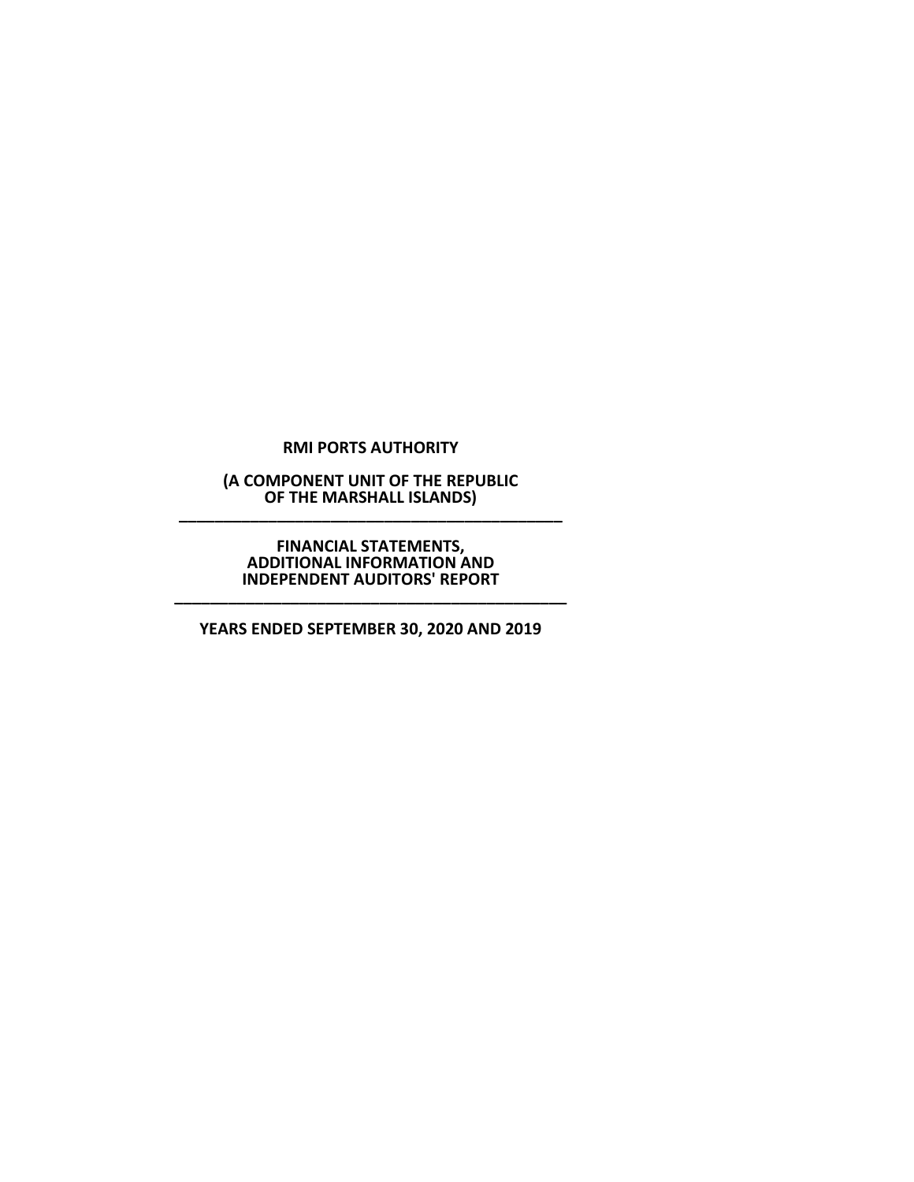**RMI PORTS AUTHORITY**

**(A COMPONENT UNIT OF THE REPUBLIC OF THE MARSHALL ISLANDS)**

---

**FINANCIAL STATEMENTS, ADDITIONAL INFORMATION AND INDEPENDENT AUDITORS' REPORT**

---

**YEARS ENDED SEPTEMBER 30, 2020 AND 2019**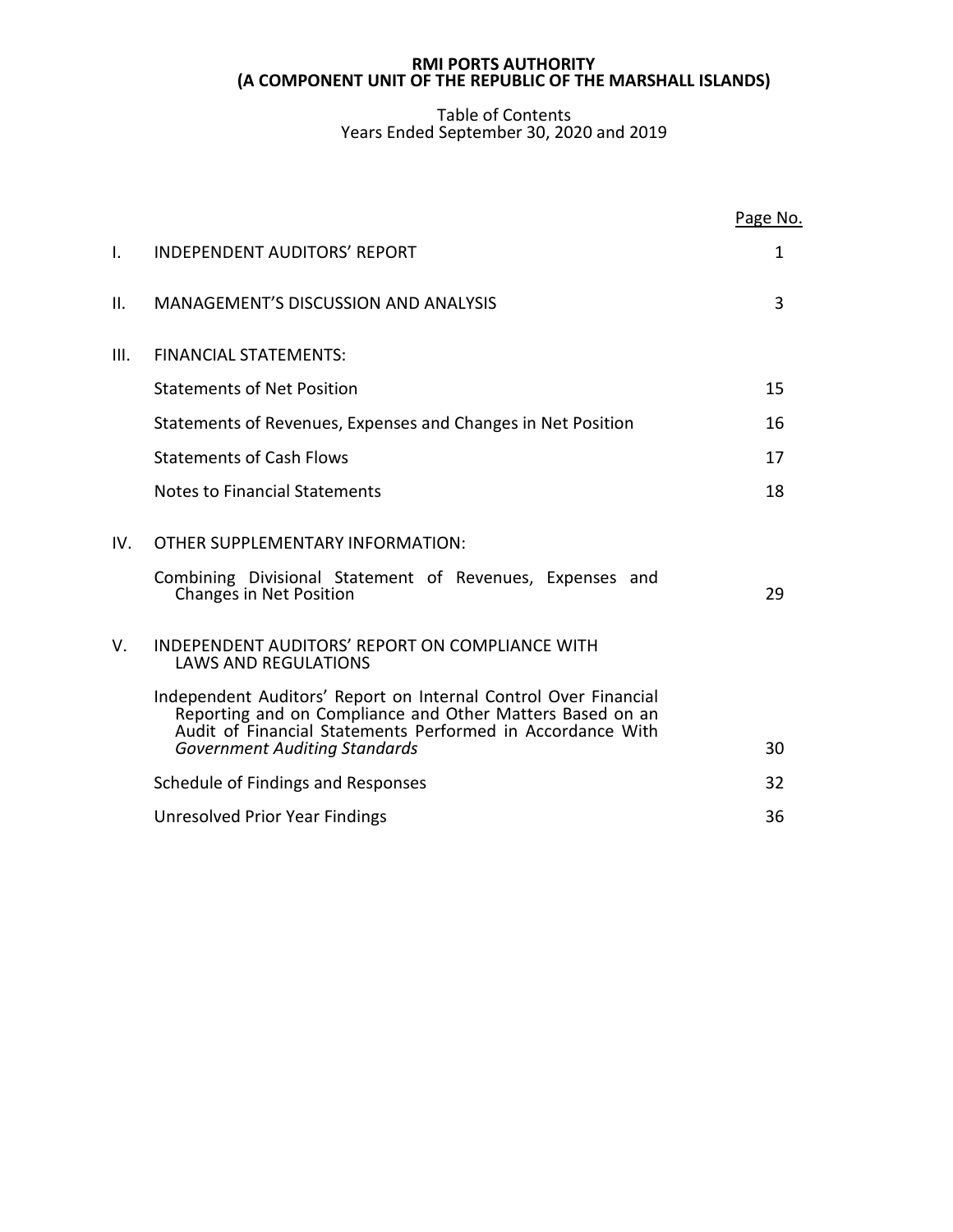**RMI PORTS AUTHORITY**
**(A COMPONENT UNIT OF THE REPUBLIC OF THE MARSHALL ISLANDS)**

Table of Contents
Years Ended September 30, 2020 and 2019

| | | Page No. |
|---|---|---|
| I. | INDEPENDENT AUDITORS' REPORT | 1 |
| II. | MANAGEMENT'S DISCUSSION AND ANALYSIS | 3 |
| III. | FINANCIAL STATEMENTS: | |
| | Statements of Net Position | 15 |
| | Statements of Revenues, Expenses and Changes in Net Position | 16 |
| | Statements of Cash Flows | 17 |
| | Notes to Financial Statements | 18 |
| IV. | OTHER SUPPLEMENTARY INFORMATION: | |
| | Combining Divisional Statement of Revenues, Expenses and Changes in Net Position | 29 |
| V. | INDEPENDENT AUDITORS' REPORT ON COMPLIANCE WITH LAWS AND REGULATIONS | |
| | Independent Auditors' Report on Internal Control Over Financial Reporting and on Compliance and Other Matters Based on an Audit of Financial Statements Performed in Accordance With *Government Auditing Standards* | 30 |
| | Schedule of Findings and Responses | 32 |
| | Unresolved Prior Year Findings | 36 |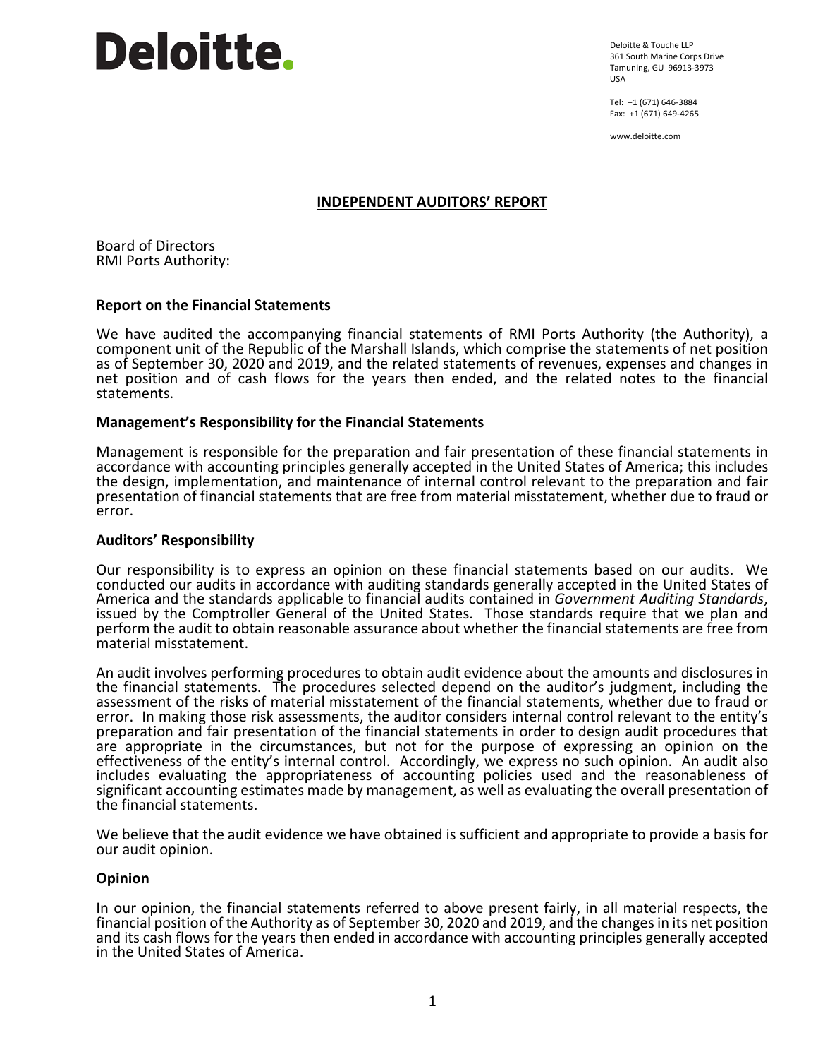Deloitte.

Deloitte & Touche LLP
361 South Marine Corps Drive
Tamuning, GU 96913-3973
USA

Tel: +1 (671) 646-3884
Fax: +1 (671) 649-4265

www.deloitte.com

# INDEPENDENT AUDITORS' REPORT

Board of Directors
RMI Ports Authority:

## Report on the Financial Statements

We have audited the accompanying financial statements of RMI Ports Authority (the Authority), a component unit of the Republic of the Marshall Islands, which comprise the statements of net position as of September 30, 2020 and 2019, and the related statements of revenues, expenses and changes in net position and of cash flows for the years then ended, and the related notes to the financial statements.

## Management's Responsibility for the Financial Statements

Management is responsible for the preparation and fair presentation of these financial statements in accordance with accounting principles generally accepted in the United States of America; this includes the design, implementation, and maintenance of internal control relevant to the preparation and fair presentation of financial statements that are free from material misstatement, whether due to fraud or error.

## Auditors' Responsibility

Our responsibility is to express an opinion on these financial statements based on our audits. We conducted our audits in accordance with auditing standards generally accepted in the United States of America and the standards applicable to financial audits contained in *Government Auditing Standards*, issued by the Comptroller General of the United States. Those standards require that we plan and perform the audit to obtain reasonable assurance about whether the financial statements are free from material misstatement.

An audit involves performing procedures to obtain audit evidence about the amounts and disclosures in the financial statements. The procedures selected depend on the auditor's judgment, including the assessment of the risks of material misstatement of the financial statements, whether due to fraud or error. In making those risk assessments, the auditor considers internal control relevant to the entity's preparation and fair presentation of the financial statements in order to design audit procedures that are appropriate in the circumstances, but not for the purpose of expressing an opinion on the effectiveness of the entity's internal control. Accordingly, we express no such opinion. An audit also includes evaluating the appropriateness of accounting policies used and the reasonableness of significant accounting estimates made by management, as well as evaluating the overall presentation of the financial statements.

We believe that the audit evidence we have obtained is sufficient and appropriate to provide a basis for our audit opinion.

## Opinion

In our opinion, the financial statements referred to above present fairly, in all material respects, the financial position of the Authority as of September 30, 2020 and 2019, and the changes in its net position and its cash flows for the years then ended in accordance with accounting principles generally accepted in the United States of America.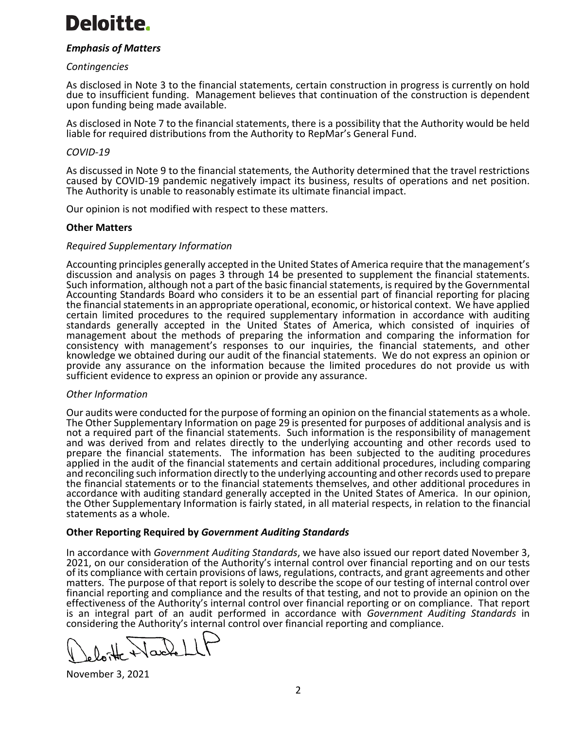Deloitte.

***Emphasis of Matters***

*Contingencies*

As disclosed in Note 3 to the financial statements, certain construction in progress is currently on hold due to insufficient funding. Management believes that continuation of the construction is dependent upon funding being made available.

As disclosed in Note 7 to the financial statements, there is a possibility that the Authority would be held liable for required distributions from the Authority to RepMar's General Fund.

*COVID-19*

As discussed in Note 9 to the financial statements, the Authority determined that the travel restrictions caused by COVID-19 pandemic negatively impact its business, results of operations and net position. The Authority is unable to reasonably estimate its ultimate financial impact.

Our opinion is not modified with respect to these matters.

**Other Matters**

*Required Supplementary Information*

Accounting principles generally accepted in the United States of America require that the management's discussion and analysis on pages 3 through 14 be presented to supplement the financial statements. Such information, although not a part of the basic financial statements, is required by the Governmental Accounting Standards Board who considers it to be an essential part of financial reporting for placing the financial statements in an appropriate operational, economic, or historical context. We have applied certain limited procedures to the required supplementary information in accordance with auditing standards generally accepted in the United States of America, which consisted of inquiries of management about the methods of preparing the information and comparing the information for consistency with management's responses to our inquiries, the financial statements, and other knowledge we obtained during our audit of the financial statements. We do not express an opinion or provide any assurance on the information because the limited procedures do not provide us with sufficient evidence to express an opinion or provide any assurance.

*Other Information*

Our audits were conducted for the purpose of forming an opinion on the financial statements as a whole. The Other Supplementary Information on page 29 is presented for purposes of additional analysis and is not a required part of the financial statements. Such information is the responsibility of management and was derived from and relates directly to the underlying accounting and other records used to prepare the financial statements. The information has been subjected to the auditing procedures applied in the audit of the financial statements and certain additional procedures, including comparing and reconciling such information directly to the underlying accounting and other records used to prepare the financial statements or to the financial statements themselves, and other additional procedures in accordance with auditing standard generally accepted in the United States of America. In our opinion, the Other Supplementary Information is fairly stated, in all material respects, in relation to the financial statements as a whole.

**Other Reporting Required by *Government Auditing Standards***

In accordance with *Government Auditing Standards*, we have also issued our report dated November 3, 2021, on our consideration of the Authority's internal control over financial reporting and on our tests of its compliance with certain provisions of laws, regulations, contracts, and grant agreements and other matters. The purpose of that report is solely to describe the scope of our testing of internal control over financial reporting and compliance and the results of that testing, and not to provide an opinion on the effectiveness of the Authority's internal control over financial reporting or on compliance. That report is an integral part of an audit performed in accordance with *Government Auditing Standards* in considering the Authority's internal control over financial reporting and compliance.

Deloitte & Touche LLP

November 3, 2021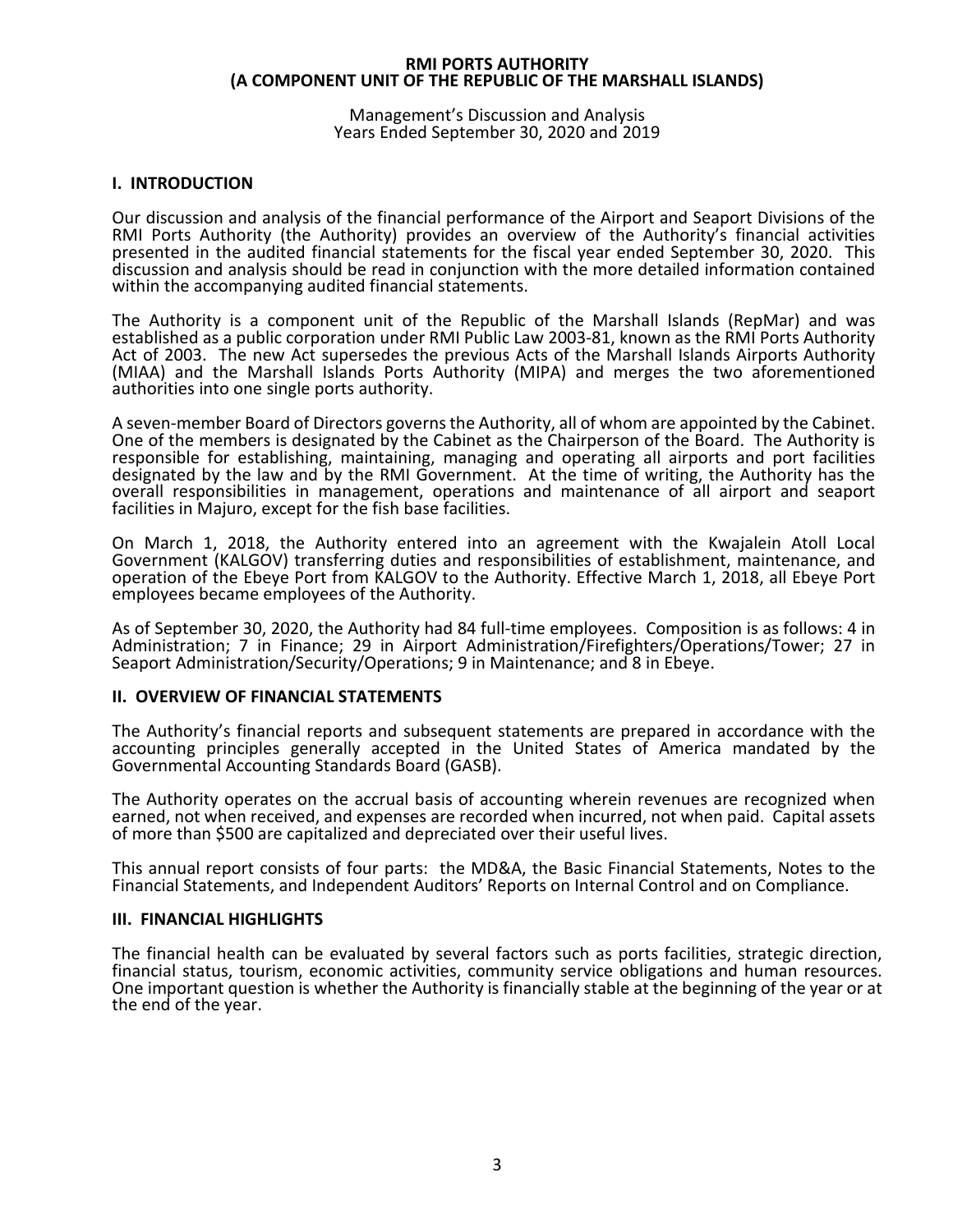**RMI PORTS AUTHORITY**
**(A COMPONENT UNIT OF THE REPUBLIC OF THE MARSHALL ISLANDS)**

Management's Discussion and Analysis
Years Ended September 30, 2020 and 2019

## I. INTRODUCTION

Our discussion and analysis of the financial performance of the Airport and Seaport Divisions of the RMI Ports Authority (the Authority) provides an overview of the Authority's financial activities presented in the audited financial statements for the fiscal year ended September 30, 2020. This discussion and analysis should be read in conjunction with the more detailed information contained within the accompanying audited financial statements.

The Authority is a component unit of the Republic of the Marshall Islands (RepMar) and was established as a public corporation under RMI Public Law 2003-81, known as the RMI Ports Authority Act of 2003. The new Act supersedes the previous Acts of the Marshall Islands Airports Authority (MIAA) and the Marshall Islands Ports Authority (MIPA) and merges the two aforementioned authorities into one single ports authority.

A seven-member Board of Directors governs the Authority, all of whom are appointed by the Cabinet. One of the members is designated by the Cabinet as the Chairperson of the Board. The Authority is responsible for establishing, maintaining, managing and operating all airports and port facilities designated by the law and by the RMI Government. At the time of writing, the Authority has the overall responsibilities in management, operations and maintenance of all airport and seaport facilities in Majuro, except for the fish base facilities.

On March 1, 2018, the Authority entered into an agreement with the Kwajalein Atoll Local Government (KALGOV) transferring duties and responsibilities of establishment, maintenance, and operation of the Ebeye Port from KALGOV to the Authority. Effective March 1, 2018, all Ebeye Port employees became employees of the Authority.

As of September 30, 2020, the Authority had 84 full-time employees. Composition is as follows: 4 in Administration; 7 in Finance; 29 in Airport Administration/Firefighters/Operations/Tower; 27 in Seaport Administration/Security/Operations; 9 in Maintenance; and 8 in Ebeye.

## II. OVERVIEW OF FINANCIAL STATEMENTS

The Authority's financial reports and subsequent statements are prepared in accordance with the accounting principles generally accepted in the United States of America mandated by the Governmental Accounting Standards Board (GASB).

The Authority operates on the accrual basis of accounting wherein revenues are recognized when earned, not when received, and expenses are recorded when incurred, not when paid. Capital assets of more than $500 are capitalized and depreciated over their useful lives.

This annual report consists of four parts: the MD&A, the Basic Financial Statements, Notes to the Financial Statements, and Independent Auditors' Reports on Internal Control and on Compliance.

## III. FINANCIAL HIGHLIGHTS

The financial health can be evaluated by several factors such as ports facilities, strategic direction, financial status, tourism, economic activities, community service obligations and human resources. One important question is whether the Authority is financially stable at the beginning of the year or at the end of the year.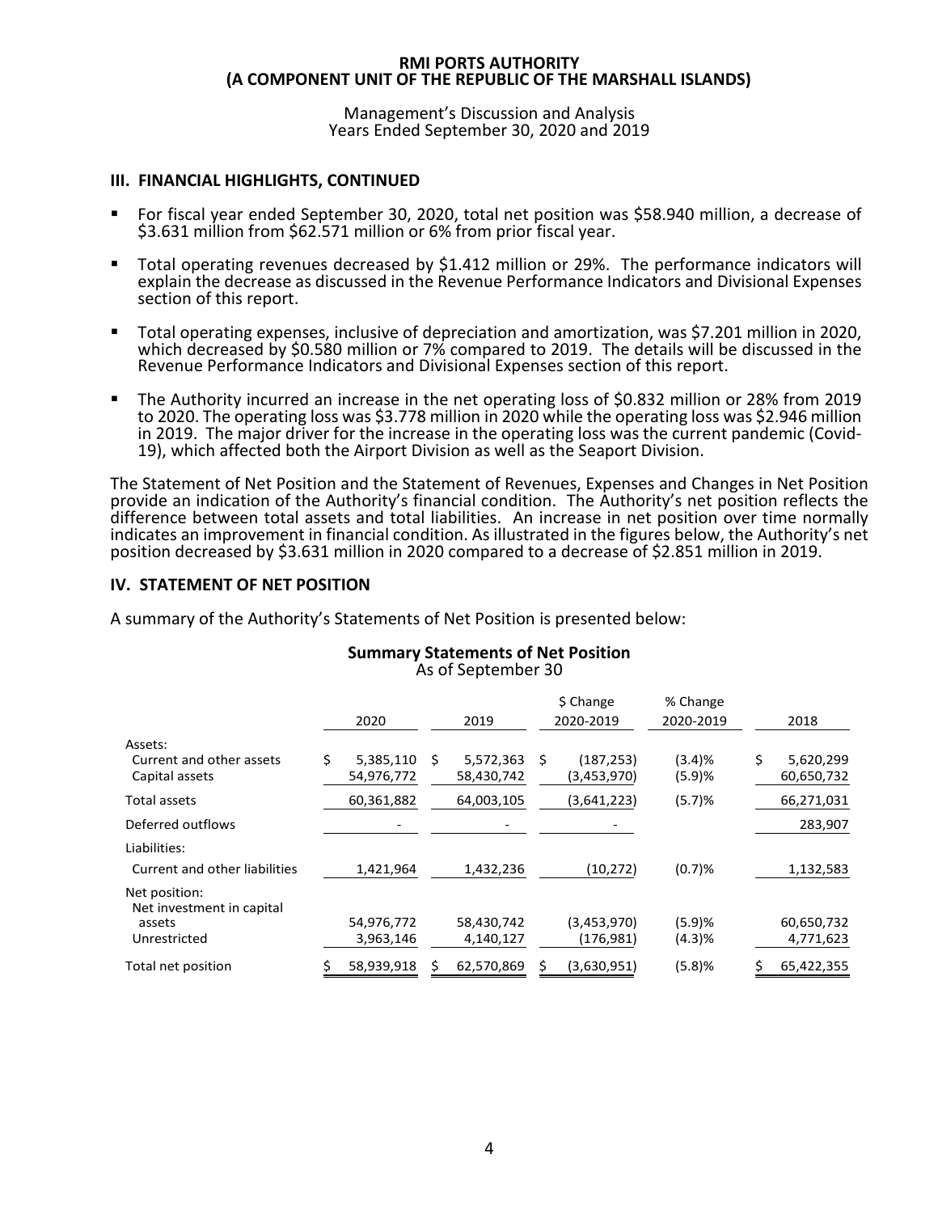# RMI PORTS AUTHORITY
# (A COMPONENT UNIT OF THE REPUBLIC OF THE MARSHALL ISLANDS)

Management's Discussion and Analysis
Years Ended September 30, 2020 and 2019

## III. FINANCIAL HIGHLIGHTS, CONTINUED

- For fiscal year ended September 30, 2020, total net position was $58.940 million, a decrease of $3.631 million from $62.571 million or 6% from prior fiscal year.
- Total operating revenues decreased by $1.412 million or 29%. The performance indicators will explain the decrease as discussed in the Revenue Performance Indicators and Divisional Expenses section of this report.
- Total operating expenses, inclusive of depreciation and amortization, was $7.201 million in 2020, which decreased by $0.580 million or 7% compared to 2019. The details will be discussed in the Revenue Performance Indicators and Divisional Expenses section of this report.
- The Authority incurred an increase in the net operating loss of $0.832 million or 28% from 2019 to 2020. The operating loss was $3.778 million in 2020 while the operating loss was $2.946 million in 2019. The major driver for the increase in the operating loss was the current pandemic (Covid-19), which affected both the Airport Division as well as the Seaport Division.

The Statement of Net Position and the Statement of Revenues, Expenses and Changes in Net Position provide an indication of the Authority's financial condition. The Authority's net position reflects the difference between total assets and total liabilities. An increase in net position over time normally indicates an improvement in financial condition. As illustrated in the figures below, the Authority's net position decreased by $3.631 million in 2020 compared to a decrease of $2.851 million in 2019.

## IV. STATEMENT OF NET POSITION

A summary of the Authority's Statements of Net Position is presented below:

**Summary Statements of Net Position**
As of September 30

| | 2020 | 2019 | $ Change 2020-2019 | % Change 2020-2019 | 2018 |
|---|---|---|---|---|---|
| Assets: | | | | | |
| Current and other assets | $ 5,385,110 | $ 5,572,363 | $ (187,253) | (3.4)% | $ 5,620,299 |
| Capital assets | 54,976,772 | 58,430,742 | (3,453,970) | (5.9)% | 60,650,732 |
| Total assets | 60,361,882 | 64,003,105 | (3,641,223) | (5.7)% | 66,271,031 |
| Deferred outflows | - | - | - | | 283,907 |
| Liabilities: | | | | | |
| Current and other liabilities | 1,421,964 | 1,432,236 | (10,272) | (0.7)% | 1,132,583 |
| Net position: | | | | | |
| Net investment in capital assets | 54,976,772 | 58,430,742 | (3,453,970) | (5.9)% | 60,650,732 |
| Unrestricted | 3,963,146 | 4,140,127 | (176,981) | (4.3)% | 4,771,623 |
| Total net position | $ 58,939,918 | $ 62,570,869 | $ (3,630,951) | (5.8)% | $ 65,422,355 |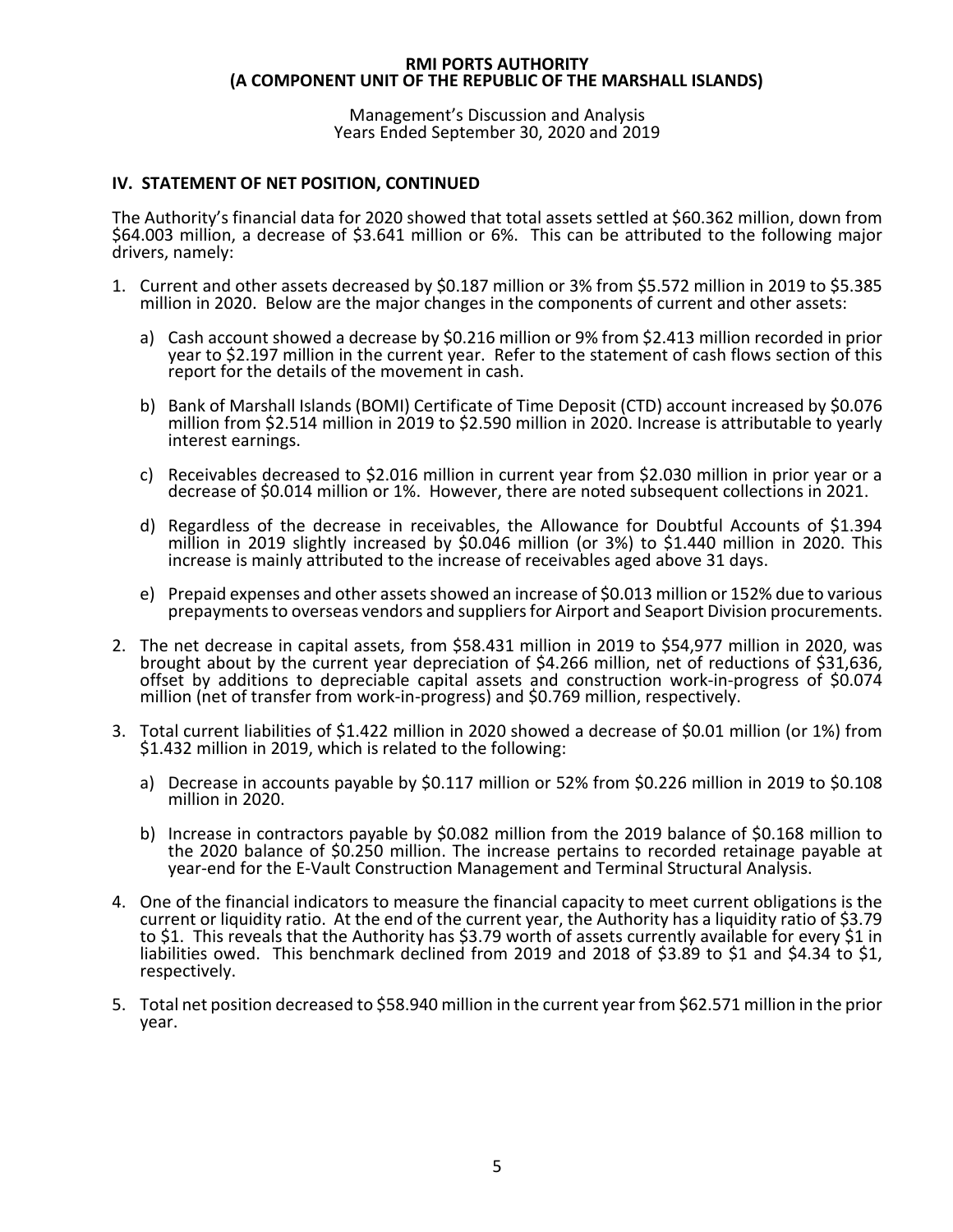**RMI PORTS AUTHORITY**
**(A COMPONENT UNIT OF THE REPUBLIC OF THE MARSHALL ISLANDS)**

Management's Discussion and Analysis
Years Ended September 30, 2020 and 2019

## IV. STATEMENT OF NET POSITION, CONTINUED

The Authority's financial data for 2020 showed that total assets settled at $60.362 million, down from $64.003 million, a decrease of $3.641 million or 6%. This can be attributed to the following major drivers, namely:

1. Current and other assets decreased by $0.187 million or 3% from $5.572 million in 2019 to $5.385 million in 2020. Below are the major changes in the components of current and other assets:

   a) Cash account showed a decrease by $0.216 million or 9% from $2.413 million recorded in prior year to $2.197 million in the current year. Refer to the statement of cash flows section of this report for the details of the movement in cash.

   b) Bank of Marshall Islands (BOMI) Certificate of Time Deposit (CTD) account increased by $0.076 million from $2.514 million in 2019 to $2.590 million in 2020. Increase is attributable to yearly interest earnings.

   c) Receivables decreased to $2.016 million in current year from $2.030 million in prior year or a decrease of $0.014 million or 1%. However, there are noted subsequent collections in 2021.

   d) Regardless of the decrease in receivables, the Allowance for Doubtful Accounts of $1.394 million in 2019 slightly increased by $0.046 million (or 3%) to $1.440 million in 2020. This increase is mainly attributed to the increase of receivables aged above 31 days.

   e) Prepaid expenses and other assets showed an increase of $0.013 million or 152% due to various prepayments to overseas vendors and suppliers for Airport and Seaport Division procurements.

2. The net decrease in capital assets, from $58.431 million in 2019 to $54,977 million in 2020, was brought about by the current year depreciation of $4.266 million, net of reductions of $31,636, offset by additions to depreciable capital assets and construction work-in-progress of $0.074 million (net of transfer from work-in-progress) and $0.769 million, respectively.

3. Total current liabilities of $1.422 million in 2020 showed a decrease of $0.01 million (or 1%) from $1.432 million in 2019, which is related to the following:

   a) Decrease in accounts payable by $0.117 million or 52% from $0.226 million in 2019 to $0.108 million in 2020.

   b) Increase in contractors payable by $0.082 million from the 2019 balance of $0.168 million to the 2020 balance of $0.250 million. The increase pertains to recorded retainage payable at year-end for the E-Vault Construction Management and Terminal Structural Analysis.

4. One of the financial indicators to measure the financial capacity to meet current obligations is the current or liquidity ratio. At the end of the current year, the Authority has a liquidity ratio of $3.79 to $1. This reveals that the Authority has $3.79 worth of assets currently available for every $1 in liabilities owed. This benchmark declined from 2019 and 2018 of $3.89 to $1 and $4.34 to $1, respectively.

5. Total net position decreased to $58.940 million in the current year from $62.571 million in the prior year.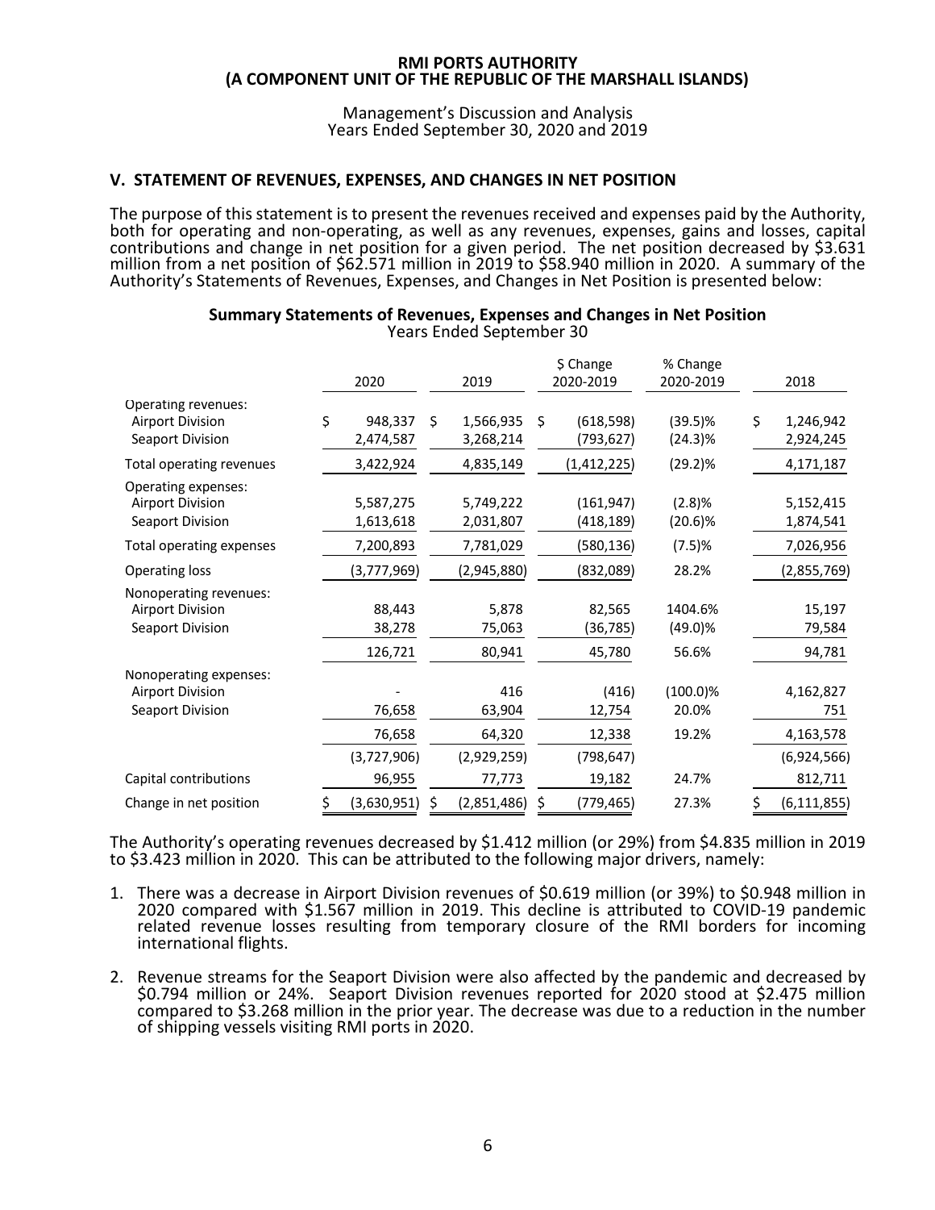**RMI PORTS AUTHORITY**
**(A COMPONENT UNIT OF THE REPUBLIC OF THE MARSHALL ISLANDS)**

Management's Discussion and Analysis
Years Ended September 30, 2020 and 2019

## V. STATEMENT OF REVENUES, EXPENSES, AND CHANGES IN NET POSITION

The purpose of this statement is to present the revenues received and expenses paid by the Authority, both for operating and non-operating, as well as any revenues, expenses, gains and losses, capital contributions and change in net position for a given period. The net position decreased by $3.631 million from a net position of $62.571 million in 2019 to $58.940 million in 2020. A summary of the Authority's Statements of Revenues, Expenses, and Changes in Net Position is presented below:

**Summary Statements of Revenues, Expenses and Changes in Net Position**
Years Ended September 30

| | 2020 | 2019 | $ Change 2020-2019 | % Change 2020-2019 | 2018 |
|---|---|---|---|---|---|
| Operating revenues: | | | | | |
| Airport Division | $ 948,337 | $ 1,566,935 | $ (618,598) | (39.5)% | $ 1,246,942 |
| Seaport Division | 2,474,587 | 3,268,214 | (793,627) | (24.3)% | 2,924,245 |
| Total operating revenues | 3,422,924 | 4,835,149 | (1,412,225) | (29.2)% | 4,171,187 |
| Operating expenses: | | | | | |
| Airport Division | 5,587,275 | 5,749,222 | (161,947) | (2.8)% | 5,152,415 |
| Seaport Division | 1,613,618 | 2,031,807 | (418,189) | (20.6)% | 1,874,541 |
| Total operating expenses | 7,200,893 | 7,781,029 | (580,136) | (7.5)% | 7,026,956 |
| Operating loss | (3,777,969) | (2,945,880) | (832,089) | 28.2% | (2,855,769) |
| Nonoperating revenues: | | | | | |
| Airport Division | 88,443 | 5,878 | 82,565 | 1404.6% | 15,197 |
| Seaport Division | 38,278 | 75,063 | (36,785) | (49.0)% | 79,584 |
| | 126,721 | 80,941 | 45,780 | 56.6% | 94,781 |
| Nonoperating expenses: | | | | | |
| Airport Division | - | 416 | (416) | (100.0)% | 4,162,827 |
| Seaport Division | 76,658 | 63,904 | 12,754 | 20.0% | 751 |
| | 76,658 | 64,320 | 12,338 | 19.2% | 4,163,578 |
| | (3,727,906) | (2,929,259) | (798,647) | | (6,924,566) |
| Capital contributions | 96,955 | 77,773 | 19,182 | 24.7% | 812,711 |
| Change in net position | $ (3,630,951) | $ (2,851,486) | $ (779,465) | 27.3% | $ (6,111,855) |

The Authority's operating revenues decreased by $1.412 million (or 29%) from $4.835 million in 2019 to $3.423 million in 2020. This can be attributed to the following major drivers, namely:

1. There was a decrease in Airport Division revenues of $0.619 million (or 39%) to $0.948 million in 2020 compared with $1.567 million in 2019. This decline is attributed to COVID-19 pandemic related revenue losses resulting from temporary closure of the RMI borders for incoming international flights.

2. Revenue streams for the Seaport Division were also affected by the pandemic and decreased by $0.794 million or 24%. Seaport Division revenues reported for 2020 stood at $2.475 million compared to $3.268 million in the prior year. The decrease was due to a reduction in the number of shipping vessels visiting RMI ports in 2020.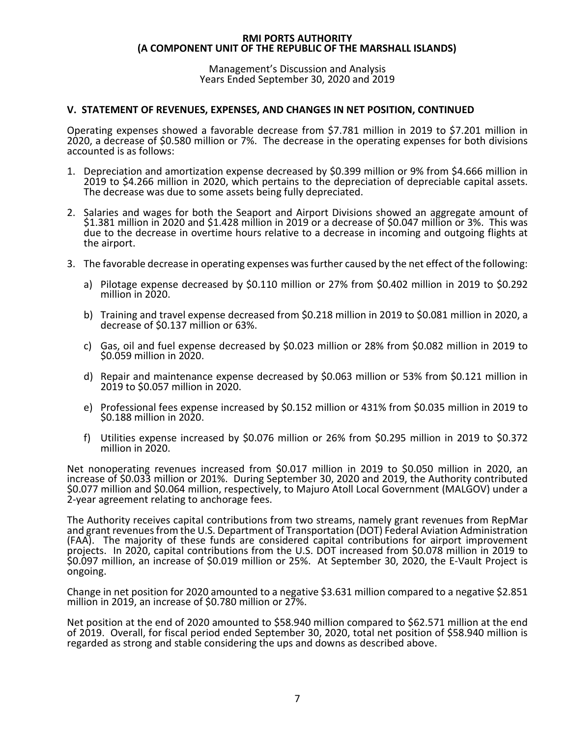## V. STATEMENT OF REVENUES, EXPENSES, AND CHANGES IN NET POSITION, CONTINUED

Operating expenses showed a favorable decrease from $7.781 million in 2019 to $7.201 million in 2020, a decrease of $0.580 million or 7%. The decrease in the operating expenses for both divisions accounted is as follows:

1. Depreciation and amortization expense decreased by $0.399 million or 9% from $4.666 million in 2019 to $4.266 million in 2020, which pertains to the depreciation of depreciable capital assets. The decrease was due to some assets being fully depreciated.

2. Salaries and wages for both the Seaport and Airport Divisions showed an aggregate amount of $1.381 million in 2020 and $1.428 million in 2019 or a decrease of $0.047 million or 3%. This was due to the decrease in overtime hours relative to a decrease in incoming and outgoing flights at the airport.

3. The favorable decrease in operating expenses was further caused by the net effect of the following:

   a) Pilotage expense decreased by $0.110 million or 27% from $0.402 million in 2019 to $0.292 million in 2020.

   b) Training and travel expense decreased from $0.218 million in 2019 to $0.081 million in 2020, a decrease of $0.137 million or 63%.

   c) Gas, oil and fuel expense decreased by $0.023 million or 28% from $0.082 million in 2019 to $0.059 million in 2020.

   d) Repair and maintenance expense decreased by $0.063 million or 53% from $0.121 million in 2019 to $0.057 million in 2020.

   e) Professional fees expense increased by $0.152 million or 431% from $0.035 million in 2019 to $0.188 million in 2020.

   f) Utilities expense increased by $0.076 million or 26% from $0.295 million in 2019 to $0.372 million in 2020.

Net nonoperating revenues increased from $0.017 million in 2019 to $0.050 million in 2020, an increase of $0.033 million or 201%. During September 30, 2020 and 2019, the Authority contributed $0.077 million and $0.064 million, respectively, to Majuro Atoll Local Government (MALGOV) under a 2-year agreement relating to anchorage fees.

The Authority receives capital contributions from two streams, namely grant revenues from RepMar and grant revenues from the U.S. Department of Transportation (DOT) Federal Aviation Administration (FAA). The majority of these funds are considered capital contributions for airport improvement projects. In 2020, capital contributions from the U.S. DOT increased from $0.078 million in 2019 to $0.097 million, an increase of $0.019 million or 25%. At September 30, 2020, the E-Vault Project is ongoing.

Change in net position for 2020 amounted to a negative $3.631 million compared to a negative $2.851 million in 2019, an increase of $0.780 million or 27%.

Net position at the end of 2020 amounted to $58.940 million compared to $62.571 million at the end of 2019. Overall, for fiscal period ended September 30, 2020, total net position of $58.940 million is regarded as strong and stable considering the ups and downs as described above.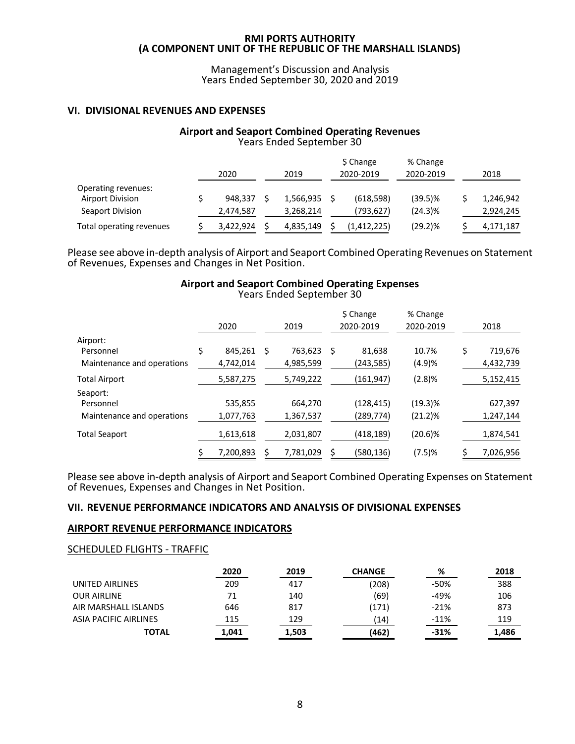RMI PORTS AUTHORITY
(A COMPONENT UNIT OF THE REPUBLIC OF THE MARSHALL ISLANDS)

Management's Discussion and Analysis
Years Ended September 30, 2020 and 2019

## VI. DIVISIONAL REVENUES AND EXPENSES

### Airport and Seaport Combined Operating Revenues
Years Ended September 30

| | 2020 | 2019 | $ Change 2020-2019 | % Change 2020-2019 | 2018 |
|---|---|---|---|---|---|
| Operating revenues: | | | | | |
| Airport Division | $ 948,337 | $ 1,566,935 | $ (618,598) | (39.5)% | $ 1,246,942 |
| Seaport Division | 2,474,587 | 3,268,214 | (793,627) | (24.3)% | 2,924,245 |
| Total operating revenues | $ 3,422,924 | $ 4,835,149 | $ (1,412,225) | (29.2)% | $ 4,171,187 |

Please see above in-depth analysis of Airport and Seaport Combined Operating Revenues on Statement of Revenues, Expenses and Changes in Net Position.

### Airport and Seaport Combined Operating Expenses
Years Ended September 30

| | 2020 | 2019 | $ Change 2020-2019 | % Change 2020-2019 | 2018 |
|---|---|---|---|---|---|
| Airport: | | | | | |
| Personnel | $ 845,261 | $ 763,623 | $ 81,638 | 10.7% | $ 719,676 |
| Maintenance and operations | 4,742,014 | 4,985,599 | (243,585) | (4.9)% | 4,432,739 |
| Total Airport | 5,587,275 | 5,749,222 | (161,947) | (2.8)% | 5,152,415 |
| Seaport: | | | | | |
| Personnel | 535,855 | 664,270 | (128,415) | (19.3)% | 627,397 |
| Maintenance and operations | 1,077,763 | 1,367,537 | (289,774) | (21.2)% | 1,247,144 |
| Total Seaport | 1,613,618 | 2,031,807 | (418,189) | (20.6)% | 1,874,541 |
| | $ 7,200,893 | $ 7,781,029 | $ (580,136) | (7.5)% | $ 7,026,956 |

Please see above in-depth analysis of Airport and Seaport Combined Operating Expenses on Statement of Revenues, Expenses and Changes in Net Position.

## VII. REVENUE PERFORMANCE INDICATORS AND ANALYSIS OF DIVISIONAL EXPENSES

### AIRPORT REVENUE PERFORMANCE INDICATORS

#### SCHEDULED FLIGHTS - TRAFFIC

| | 2020 | 2019 | CHANGE | % | 2018 |
|---|---|---|---|---|---|
| UNITED AIRLINES | 209 | 417 | (208) | -50% | 388 |
| OUR AIRLINE | 71 | 140 | (69) | -49% | 106 |
| AIR MARSHALL ISLANDS | 646 | 817 | (171) | -21% | 873 |
| ASIA PACIFIC AIRLINES | 115 | 129 | (14) | -11% | 119 |
| **TOTAL** | **1,041** | **1,503** | **(462)** | **-31%** | **1,486** |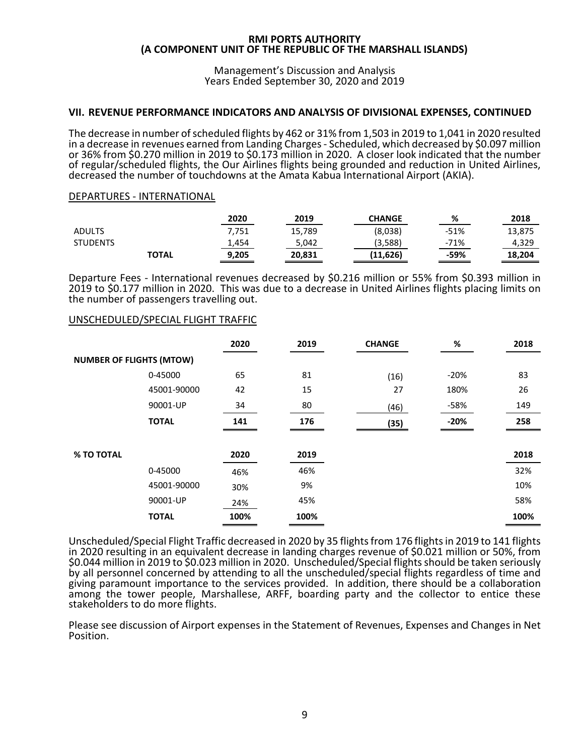## VII. REVENUE PERFORMANCE INDICATORS AND ANALYSIS OF DIVISIONAL EXPENSES, CONTINUED

The decrease in number of scheduled flights by 462 or 31% from 1,503 in 2019 to 1,041 in 2020 resulted in a decrease in revenues earned from Landing Charges - Scheduled, which decreased by $0.097 million or 36% from $0.270 million in 2019 to $0.173 million in 2020. A closer look indicated that the number of regular/scheduled flights, the Our Airlines flights being grounded and reduction in United Airlines, decreased the number of touchdowns at the Amata Kabua International Airport (AKIA).

DEPARTURES - INTERNATIONAL

| | | 2020 | 2019 | CHANGE | % | 2018 |
|---|---|---|---|---|---|---|
| ADULTS | | 7,751 | 15,789 | (8,038) | -51% | 13,875 |
| STUDENTS | | 1,454 | 5,042 | (3,588) | -71% | 4,329 |
| | **TOTAL** | **9,205** | **20,831** | **(11,626)** | **-59%** | **18,204** |

Departure Fees - International revenues decreased by $0.216 million or 55% from $0.393 million in 2019 to $0.177 million in 2020. This was due to a decrease in United Airlines flights placing limits on the number of passengers travelling out.

UNSCHEDULED/SPECIAL FLIGHT TRAFFIC

| | | 2020 | 2019 | CHANGE | % | 2018 |
|---|---|---|---|---|---|---|
| **NUMBER OF FLIGHTS (MTOW)** | | | | | | |
| | 0-45000 | 65 | 81 | (16) | -20% | 83 |
| | 45001-90000 | 42 | 15 | 27 | 180% | 26 |
| | 90001-UP | 34 | 80 | (46) | -58% | 149 |
| | **TOTAL** | **141** | **176** | **(35)** | **-20%** | **258** |
| | | | | | | |
| **% TO TOTAL** | | **2020** | **2019** | | | **2018** |
| | 0-45000 | 46% | 46% | | | 32% |
| | 45001-90000 | 30% | 9% | | | 10% |
| | 90001-UP | 24% | 45% | | | 58% |
| | **TOTAL** | **100%** | **100%** | | | **100%** |

Unscheduled/Special Flight Traffic decreased in 2020 by 35 flights from 176 flights in 2019 to 141 flights in 2020 resulting in an equivalent decrease in landing charges revenue of $0.021 million or 50%, from $0.044 million in 2019 to $0.023 million in 2020. Unscheduled/Special flights should be taken seriously by all personnel concerned by attending to all the unscheduled/special flights regardless of time and giving paramount importance to the services provided. In addition, there should be a collaboration among the tower people, Marshallese, ARFF, boarding party and the collector to entice these stakeholders to do more flights.

Please see discussion of Airport expenses in the Statement of Revenues, Expenses and Changes in Net Position.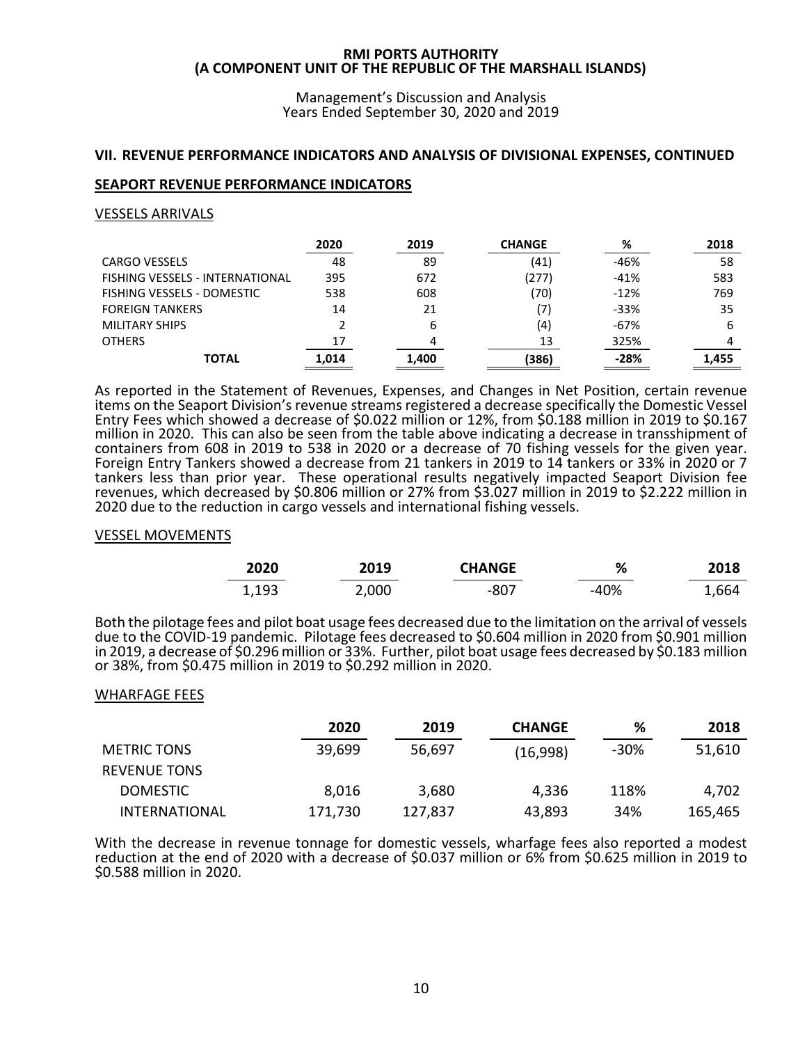# RMI PORTS AUTHORITY
# (A COMPONENT UNIT OF THE REPUBLIC OF THE MARSHALL ISLANDS)

Management's Discussion and Analysis
Years Ended September 30, 2020 and 2019

## VII. REVENUE PERFORMANCE INDICATORS AND ANALYSIS OF DIVISIONAL EXPENSES, CONTINUED

### SEAPORT REVENUE PERFORMANCE INDICATORS

#### VESSELS ARRIVALS

| | 2020 | 2019 | CHANGE | % | 2018 |
|---|---|---|---|---|---|
| CARGO VESSELS | 48 | 89 | (41) | -46% | 58 |
| FISHING VESSELS - INTERNATIONAL | 395 | 672 | (277) | -41% | 583 |
| FISHING VESSELS - DOMESTIC | 538 | 608 | (70) | -12% | 769 |
| FOREIGN TANKERS | 14 | 21 | (7) | -33% | 35 |
| MILITARY SHIPS | 2 | 6 | (4) | -67% | 6 |
| OTHERS | 17 | 4 | 13 | 325% | 4 |
| **TOTAL** | **1,014** | **1,400** | **(386)** | **-28%** | **1,455** |

As reported in the Statement of Revenues, Expenses, and Changes in Net Position, certain revenue items on the Seaport Division's revenue streams registered a decrease specifically the Domestic Vessel Entry Fees which showed a decrease of $0.022 million or 12%, from $0.188 million in 2019 to $0.167 million in 2020. This can also be seen from the table above indicating a decrease in transshipment of containers from 608 in 2019 to 538 in 2020 or a decrease of 70 fishing vessels for the given year. Foreign Entry Tankers showed a decrease from 21 tankers in 2019 to 14 tankers or 33% in 2020 or 7 tankers less than prior year. These operational results negatively impacted Seaport Division fee revenues, which decreased by $0.806 million or 27% from $3.027 million in 2019 to $2.222 million in 2020 due to the reduction in cargo vessels and international fishing vessels.

#### VESSEL MOVEMENTS

| 2020 | 2019 | CHANGE | % | 2018 |
|---|---|---|---|---|
| 1,193 | 2,000 | -807 | -40% | 1,664 |

Both the pilotage fees and pilot boat usage fees decreased due to the limitation on the arrival of vessels due to the COVID-19 pandemic. Pilotage fees decreased to $0.604 million in 2020 from $0.901 million in 2019, a decrease of $0.296 million or 33%. Further, pilot boat usage fees decreased by $0.183 million or 38%, from $0.475 million in 2019 to $0.292 million in 2020.

#### WHARFAGE FEES

| | 2020 | 2019 | CHANGE | % | 2018 |
|---|---|---|---|---|---|
| METRIC TONS | 39,699 | 56,697 | (16,998) | -30% | 51,610 |
| REVENUE TONS | | | | | |
| DOMESTIC | 8,016 | 3,680 | 4,336 | 118% | 4,702 |
| INTERNATIONAL | 171,730 | 127,837 | 43,893 | 34% | 165,465 |

With the decrease in revenue tonnage for domestic vessels, wharfage fees also reported a modest reduction at the end of 2020 with a decrease of $0.037 million or 6% from $0.625 million in 2019 to $0.588 million in 2020.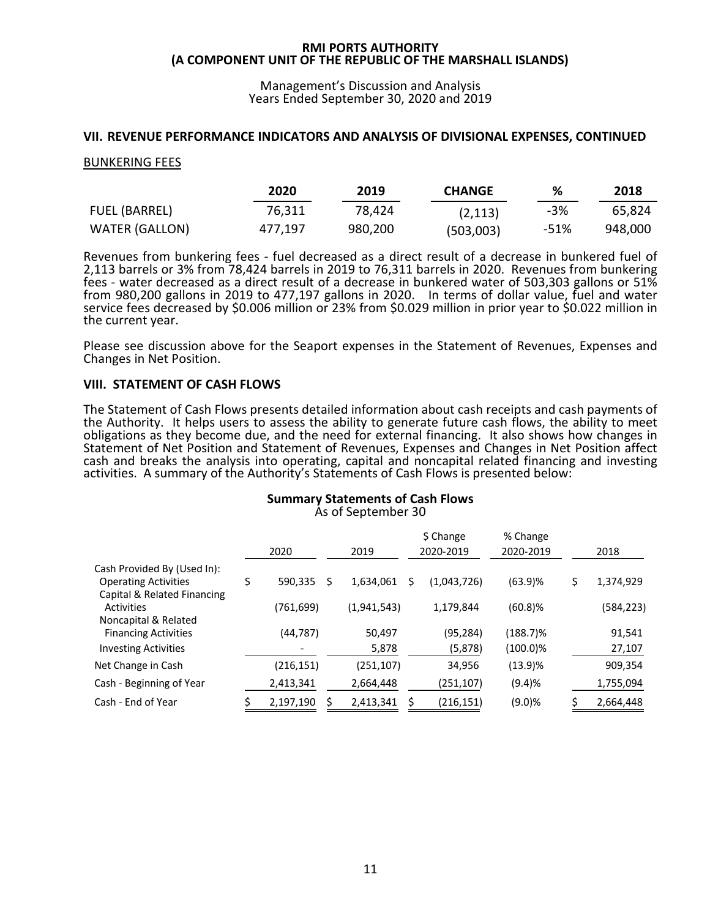**RMI PORTS AUTHORITY**
**(A COMPONENT UNIT OF THE REPUBLIC OF THE MARSHALL ISLANDS)**

Management's Discussion and Analysis
Years Ended September 30, 2020 and 2019

## VII. REVENUE PERFORMANCE INDICATORS AND ANALYSIS OF DIVISIONAL EXPENSES, CONTINUED

BUNKERING FEES

| | 2020 | 2019 | CHANGE | % | 2018 |
|---|---|---|---|---|---|
| FUEL (BARREL) | 76,311 | 78,424 | (2,113) | -3% | 65,824 |
| WATER (GALLON) | 477,197 | 980,200 | (503,003) | -51% | 948,000 |

Revenues from bunkering fees - fuel decreased as a direct result of a decrease in bunkered fuel of 2,113 barrels or 3% from 78,424 barrels in 2019 to 76,311 barrels in 2020. Revenues from bunkering fees - water decreased as a direct result of a decrease in bunkered water of 503,303 gallons or 51% from 980,200 gallons in 2019 to 477,197 gallons in 2020. In terms of dollar value, fuel and water service fees decreased by $0.006 million or 23% from $0.029 million in prior year to $0.022 million in the current year.

Please see discussion above for the Seaport expenses in the Statement of Revenues, Expenses and Changes in Net Position.

## VIII. STATEMENT OF CASH FLOWS

The Statement of Cash Flows presents detailed information about cash receipts and cash payments of the Authority. It helps users to assess the ability to generate future cash flows, the ability to meet obligations as they become due, and the need for external financing. It also shows how changes in Statement of Net Position and Statement of Revenues, Expenses and Changes in Net Position affect cash and breaks the analysis into operating, capital and noncapital related financing and investing activities. A summary of the Authority's Statements of Cash Flows is presented below:

**Summary Statements of Cash Flows**
As of September 30

| | 2020 | 2019 | $ Change 2020-2019 | % Change 2020-2019 | 2018 |
|---|---|---|---|---|---|
| Cash Provided By (Used In): | | | | | |
| Operating Activities | $ 590,335 | $ 1,634,061 | $ (1,043,726) | (63.9)% | $ 1,374,929 |
| Capital & Related Financing Activities | (761,699) | (1,941,543) | 1,179,844 | (60.8)% | (584,223) |
| Noncapital & Related Financing Activities | (44,787) | 50,497 | (95,284) | (188.7)% | 91,541 |
| Investing Activities | - | 5,878 | (5,878) | (100.0)% | 27,107 |
| Net Change in Cash | (216,151) | (251,107) | 34,956 | (13.9)% | 909,354 |
| Cash - Beginning of Year | 2,413,341 | 2,664,448 | (251,107) | (9.4)% | 1,755,094 |
| Cash - End of Year | $ 2,197,190 | $ 2,413,341 | $ (216,151) | (9.0)% | $ 2,664,448 |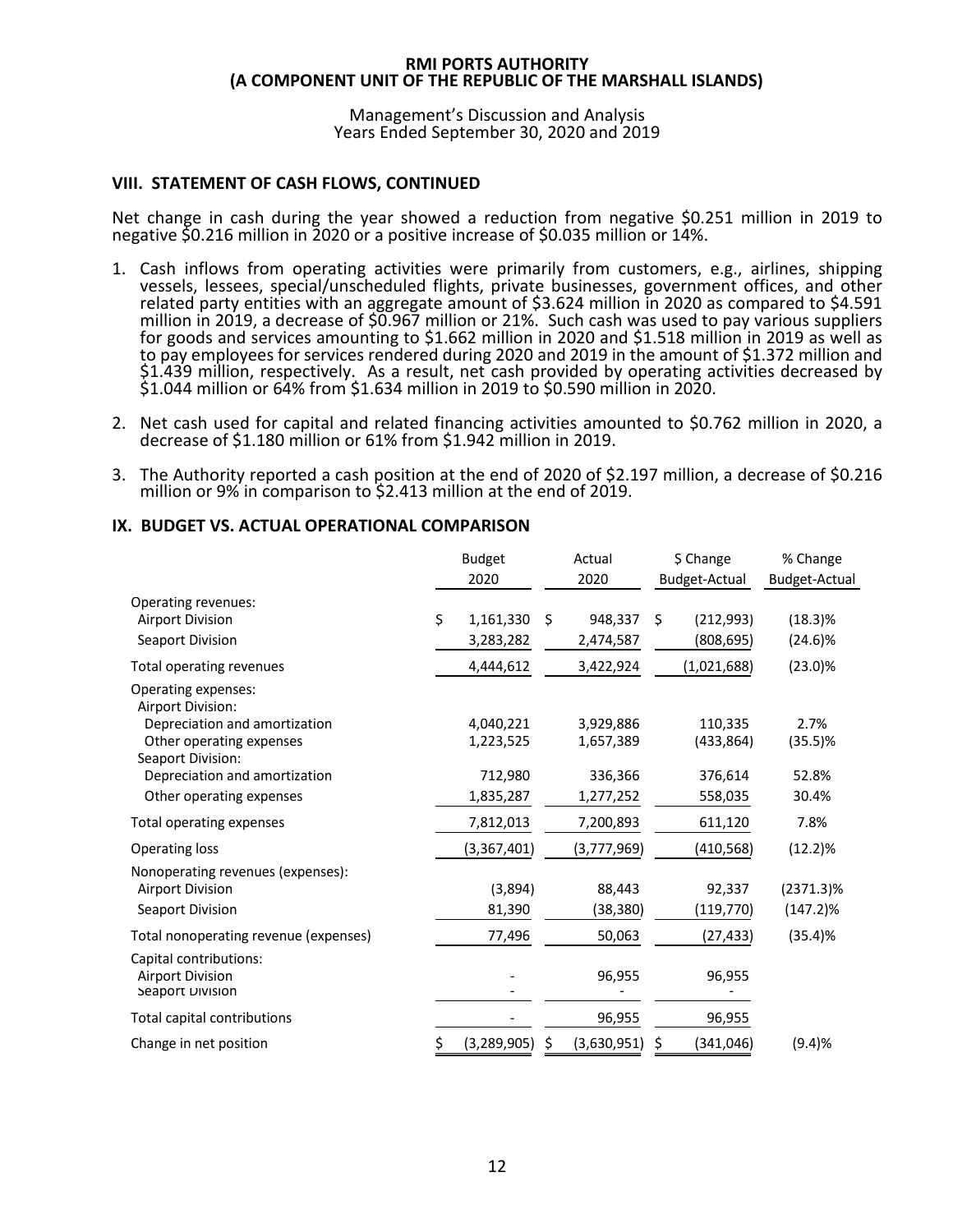**RMI PORTS AUTHORITY**
**(A COMPONENT UNIT OF THE REPUBLIC OF THE MARSHALL ISLANDS)**

Management's Discussion and Analysis
Years Ended September 30, 2020 and 2019

## VIII. STATEMENT OF CASH FLOWS, CONTINUED

Net change in cash during the year showed a reduction from negative $0.251 million in 2019 to negative $0.216 million in 2020 or a positive increase of $0.035 million or 14%.

1. Cash inflows from operating activities were primarily from customers, e.g., airlines, shipping vessels, lessees, special/unscheduled flights, private businesses, government offices, and other related party entities with an aggregate amount of $3.624 million in 2020 as compared to $4.591 million in 2019, a decrease of $0.967 million or 21%. Such cash was used to pay various suppliers for goods and services amounting to $1.662 million in 2020 and $1.518 million in 2019 as well as to pay employees for services rendered during 2020 and 2019 in the amount of $1.372 million and $1.439 million, respectively. As a result, net cash provided by operating activities decreased by $1.044 million or 64% from $1.634 million in 2019 to $0.590 million in 2020.

2. Net cash used for capital and related financing activities amounted to $0.762 million in 2020, a decrease of $1.180 million or 61% from $1.942 million in 2019.

3. The Authority reported a cash position at the end of 2020 of $2.197 million, a decrease of $0.216 million or 9% in comparison to $2.413 million at the end of 2019.

## IX. BUDGET VS. ACTUAL OPERATIONAL COMPARISON

| | Budget 2020 | Actual 2020 | $ Change Budget-Actual | % Change Budget-Actual |
|---|---|---|---|---|
| Operating revenues: | | | | |
| Airport Division | $ 1,161,330 | $ 948,337 | $ (212,993) | (18.3)% |
| Seaport Division | 3,283,282 | 2,474,587 | (808,695) | (24.6)% |
| Total operating revenues | 4,444,612 | 3,422,924 | (1,021,688) | (23.0)% |
| Operating expenses: | | | | |
| Airport Division: | | | | |
| Depreciation and amortization | 4,040,221 | 3,929,886 | 110,335 | 2.7% |
| Other operating expenses | 1,223,525 | 1,657,389 | (433,864) | (35.5)% |
| Seaport Division: | | | | |
| Depreciation and amortization | 712,980 | 336,366 | 376,614 | 52.8% |
| Other operating expenses | 1,835,287 | 1,277,252 | 558,035 | 30.4% |
| Total operating expenses | 7,812,013 | 7,200,893 | 611,120 | 7.8% |
| Operating loss | (3,367,401) | (3,777,969) | (410,568) | (12.2)% |
| Nonoperating revenues (expenses): | | | | |
| Airport Division | (3,894) | 88,443 | 92,337 | (2371.3)% |
| Seaport Division | 81,390 | (38,380) | (119,770) | (147.2)% |
| Total nonoperating revenue (expenses) | 77,496 | 50,063 | (27,433) | (35.4)% |
| Capital contributions: | | | | |
| Airport Division | - | 96,955 | 96,955 | |
| Seaport Division | - | - | - | |
| Total capital contributions | - | 96,955 | 96,955 | |
| Change in net position | $ (3,289,905) | $ (3,630,951) | $ (341,046) | (9.4)% |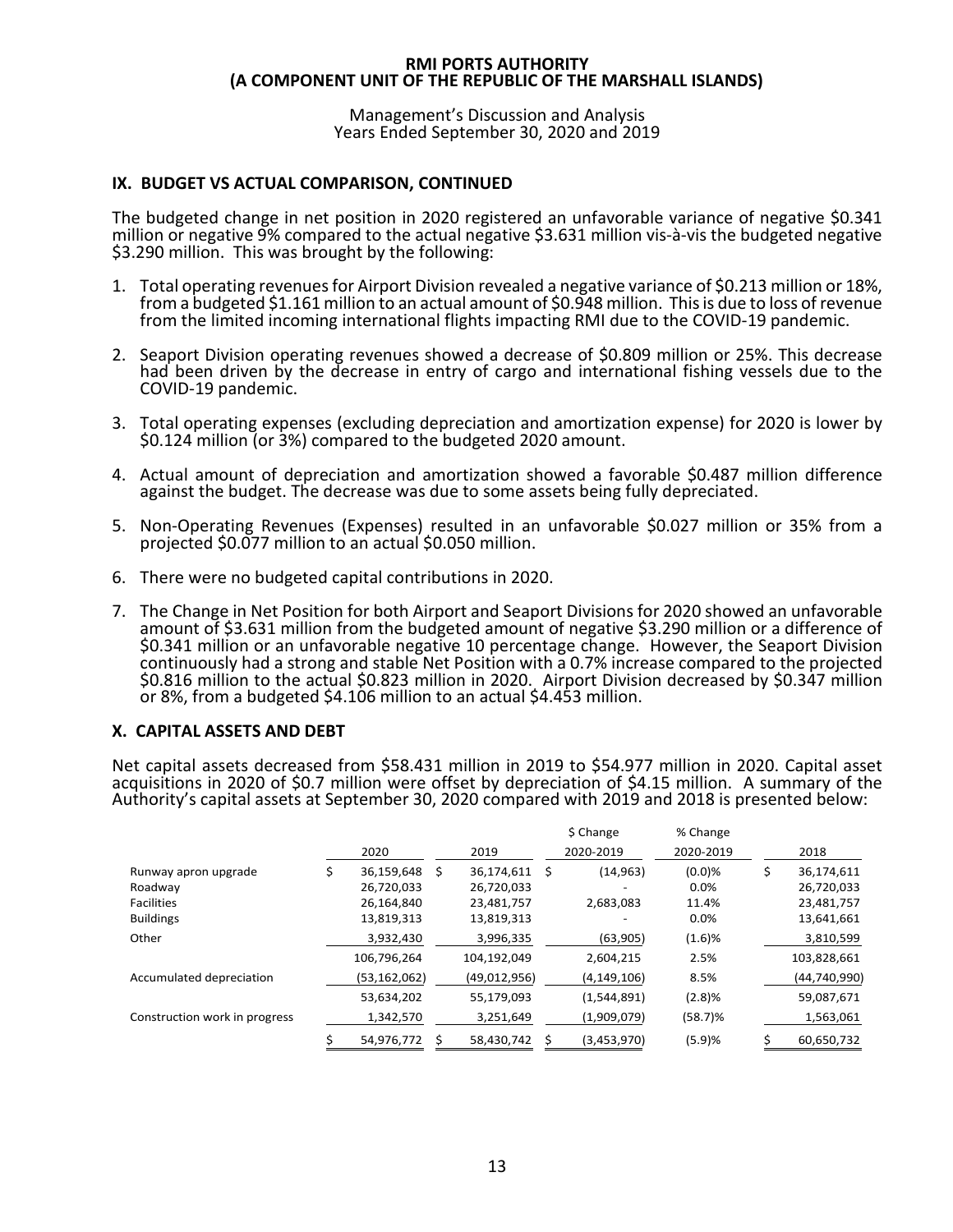## IX. BUDGET VS ACTUAL COMPARISON, CONTINUED

The budgeted change in net position in 2020 registered an unfavorable variance of negative $0.341 million or negative 9% compared to the actual negative $3.631 million vis-à-vis the budgeted negative $3.290 million. This was brought by the following:

1. Total operating revenues for Airport Division revealed a negative variance of $0.213 million or 18%, from a budgeted $1.161 million to an actual amount of $0.948 million. This is due to loss of revenue from the limited incoming international flights impacting RMI due to the COVID-19 pandemic.
2. Seaport Division operating revenues showed a decrease of $0.809 million or 25%. This decrease had been driven by the decrease in entry of cargo and international fishing vessels due to the COVID-19 pandemic.
3. Total operating expenses (excluding depreciation and amortization expense) for 2020 is lower by $0.124 million (or 3%) compared to the budgeted 2020 amount.
4. Actual amount of depreciation and amortization showed a favorable $0.487 million difference against the budget. The decrease was due to some assets being fully depreciated.
5. Non-Operating Revenues (Expenses) resulted in an unfavorable $0.027 million or 35% from a projected $0.077 million to an actual $0.050 million.
6. There were no budgeted capital contributions in 2020.
7. The Change in Net Position for both Airport and Seaport Divisions for 2020 showed an unfavorable amount of $3.631 million from the budgeted amount of negative $3.290 million or a difference of $0.341 million or an unfavorable negative 10 percentage change. However, the Seaport Division continuously had a strong and stable Net Position with a 0.7% increase compared to the projected $0.816 million to the actual $0.823 million in 2020. Airport Division decreased by $0.347 million or 8%, from a budgeted $4.106 million to an actual $4.453 million.

## X. CAPITAL ASSETS AND DEBT

Net capital assets decreased from $58.431 million in 2019 to $54.977 million in 2020. Capital asset acquisitions in 2020 of $0.7 million were offset by depreciation of $4.15 million. A summary of the Authority's capital assets at September 30, 2020 compared with 2019 and 2018 is presented below:

| | 2020 | 2019 | $ Change 2020-2019 | % Change 2020-2019 | 2018 |
|---|---|---|---|---|---|
| Runway apron upgrade | $ 36,159,648 | $ 36,174,611 | $ (14,963) | (0.0)% | $ 36,174,611 |
| Roadway | 26,720,033 | 26,720,033 | - | 0.0% | 26,720,033 |
| Facilities | 26,164,840 | 23,481,757 | 2,683,083 | 11.4% | 23,481,757 |
| Buildings | 13,819,313 | 13,819,313 | - | 0.0% | 13,641,661 |
| Other | 3,932,430 | 3,996,335 | (63,905) | (1.6)% | 3,810,599 |
| | 106,796,264 | 104,192,049 | 2,604,215 | 2.5% | 103,828,661 |
| Accumulated depreciation | (53,162,062) | (49,012,956) | (4,149,106) | 8.5% | (44,740,990) |
| | 53,634,202 | 55,179,093 | (1,544,891) | (2.8)% | 59,087,671 |
| Construction work in progress | 1,342,570 | 3,251,649 | (1,909,079) | (58.7)% | 1,563,061 |
| | $ 54,976,772 | $ 58,430,742 | $ (3,453,970) | (5.9)% | $ 60,650,732 |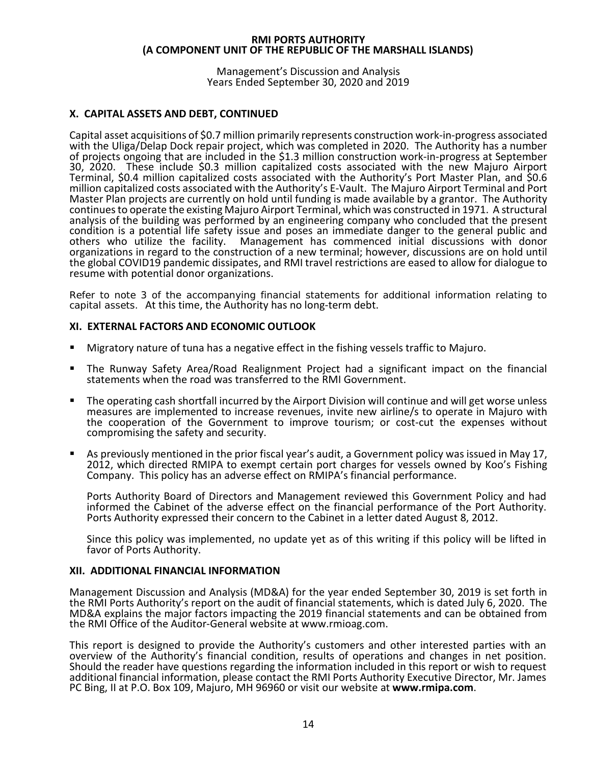## X. CAPITAL ASSETS AND DEBT, CONTINUED

Capital asset acquisitions of $0.7 million primarily represents construction work-in-progress associated with the Uliga/Delap Dock repair project, which was completed in 2020. The Authority has a number of projects ongoing that are included in the $1.3 million construction work-in-progress at September 30, 2020. These include $0.3 million capitalized costs associated with the new Majuro Airport Terminal, $0.4 million capitalized costs associated with the Authority's Port Master Plan, and $0.6 million capitalized costs associated with the Authority's E-Vault. The Majuro Airport Terminal and Port Master Plan projects are currently on hold until funding is made available by a grantor. The Authority continues to operate the existing Majuro Airport Terminal, which was constructed in 1971. A structural analysis of the building was performed by an engineering company who concluded that the present condition is a potential life safety issue and poses an immediate danger to the general public and others who utilize the facility. Management has commenced initial discussions with donor organizations in regard to the construction of a new terminal; however, discussions are on hold until the global COVID19 pandemic dissipates, and RMI travel restrictions are eased to allow for dialogue to resume with potential donor organizations.

Refer to note 3 of the accompanying financial statements for additional information relating to capital assets. At this time, the Authority has no long-term debt.

## XI. EXTERNAL FACTORS AND ECONOMIC OUTLOOK

- Migratory nature of tuna has a negative effect in the fishing vessels traffic to Majuro.
- The Runway Safety Area/Road Realignment Project had a significant impact on the financial statements when the road was transferred to the RMI Government.
- The operating cash shortfall incurred by the Airport Division will continue and will get worse unless measures are implemented to increase revenues, invite new airline/s to operate in Majuro with the cooperation of the Government to improve tourism; or cost-cut the expenses without compromising the safety and security.
- As previously mentioned in the prior fiscal year's audit, a Government policy was issued in May 17, 2012, which directed RMIPA to exempt certain port charges for vessels owned by Koo's Fishing Company. This policy has an adverse effect on RMIPA's financial performance.

  Ports Authority Board of Directors and Management reviewed this Government Policy and had informed the Cabinet of the adverse effect on the financial performance of the Port Authority. Ports Authority expressed their concern to the Cabinet in a letter dated August 8, 2012.

  Since this policy was implemented, no update yet as of this writing if this policy will be lifted in favor of Ports Authority.

## XII. ADDITIONAL FINANCIAL INFORMATION

Management Discussion and Analysis (MD&A) for the year ended September 30, 2019 is set forth in the RMI Ports Authority's report on the audit of financial statements, which is dated July 6, 2020. The MD&A explains the major factors impacting the 2019 financial statements and can be obtained from the RMI Office of the Auditor-General website at www.rmioag.com.

This report is designed to provide the Authority's customers and other interested parties with an overview of the Authority's financial condition, results of operations and changes in net position. Should the reader have questions regarding the information included in this report or wish to request additional financial information, please contact the RMI Ports Authority Executive Director, Mr. James PC Bing, II at P.O. Box 109, Majuro, MH 96960 or visit our website at **www.rmipa.com**.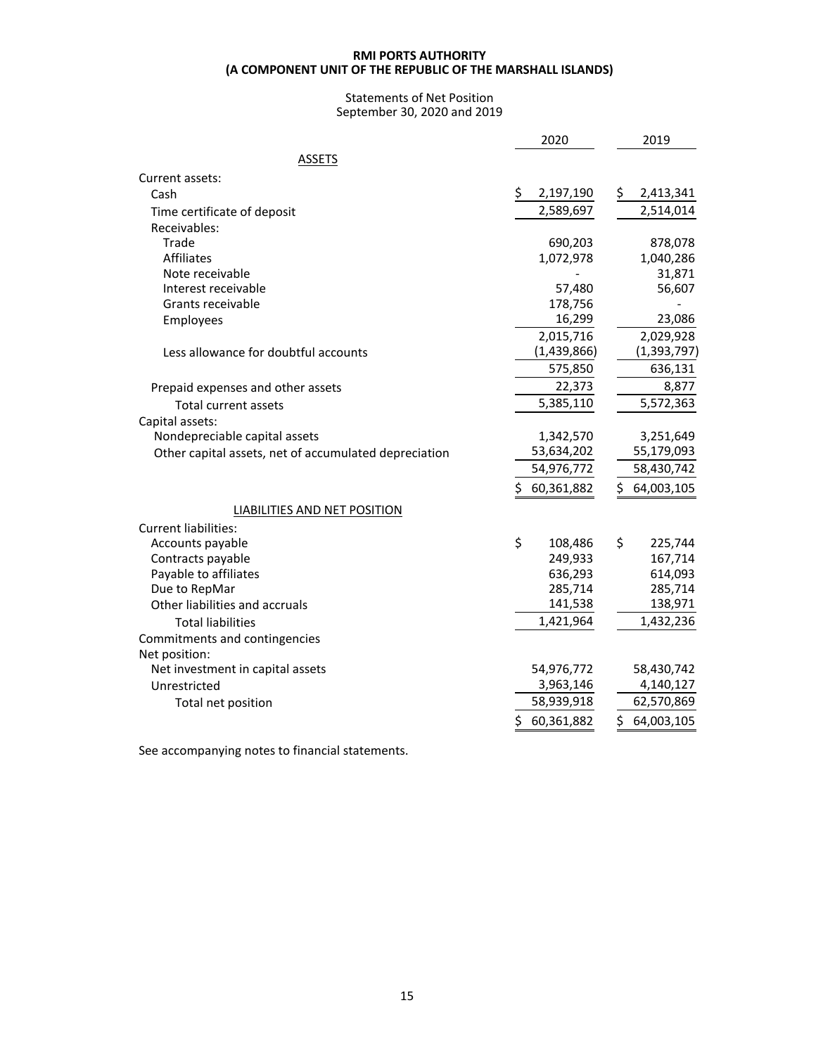**RMI PORTS AUTHORITY**
**(A COMPONENT UNIT OF THE REPUBLIC OF THE MARSHALL ISLANDS)**

Statements of Net Position
September 30, 2020 and 2019

| | 2020 | 2019 |
|---|---|---|
| ASSETS | | |
| Current assets: | | |
| Cash | $ 2,197,190 | $ 2,413,341 |
| Time certificate of deposit | 2,589,697 | 2,514,014 |
| Receivables: | | |
| Trade | 690,203 | 878,078 |
| Affiliates | 1,072,978 | 1,040,286 |
| Note receivable | - | 31,871 |
| Interest receivable | 57,480 | 56,607 |
| Grants receivable | 178,756 | - |
| Employees | 16,299 | 23,086 |
| | 2,015,716 | 2,029,928 |
| Less allowance for doubtful accounts | (1,439,866) | (1,393,797) |
| | 575,850 | 636,131 |
| Prepaid expenses and other assets | 22,373 | 8,877 |
| Total current assets | 5,385,110 | 5,572,363 |
| Capital assets: | | |
| Nondepreciable capital assets | 1,342,570 | 3,251,649 |
| Other capital assets, net of accumulated depreciation | 53,634,202 | 55,179,093 |
| | 54,976,772 | 58,430,742 |
| | $ 60,361,882 | $ 64,003,105 |
| LIABILITIES AND NET POSITION | | |
| Current liabilities: | | |
| Accounts payable | $ 108,486 | $ 225,744 |
| Contracts payable | 249,933 | 167,714 |
| Payable to affiliates | 636,293 | 614,093 |
| Due to RepMar | 285,714 | 285,714 |
| Other liabilities and accruals | 141,538 | 138,971 |
| Total liabilities | 1,421,964 | 1,432,236 |
| Commitments and contingencies | | |
| Net position: | | |
| Net investment in capital assets | 54,976,772 | 58,430,742 |
| Unrestricted | 3,963,146 | 4,140,127 |
| Total net position | 58,939,918 | 62,570,869 |
| | $ 60,361,882 | $ 64,003,105 |

See accompanying notes to financial statements.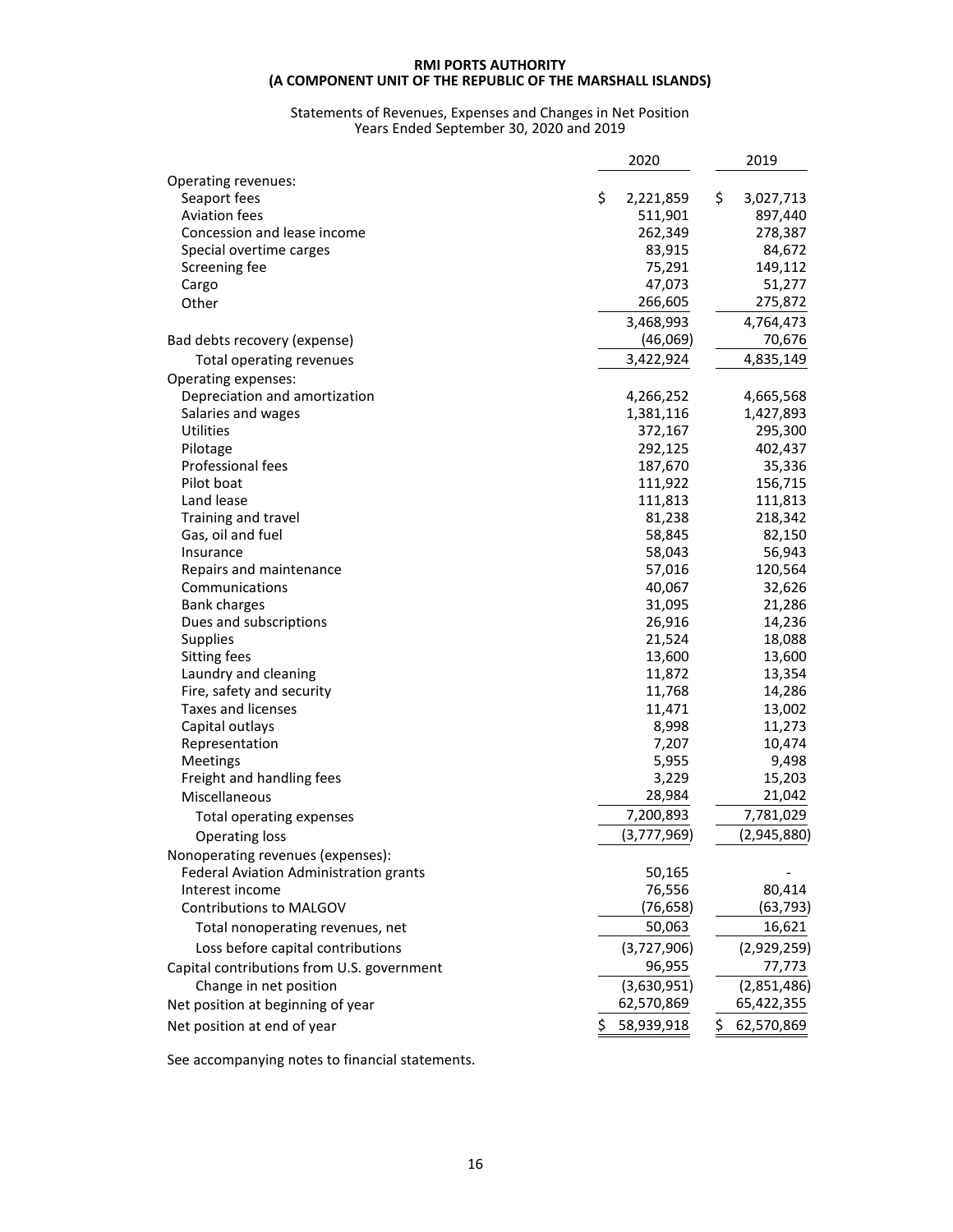**RMI PORTS AUTHORITY**
**(A COMPONENT UNIT OF THE REPUBLIC OF THE MARSHALL ISLANDS)**

Statements of Revenues, Expenses and Changes in Net Position
Years Ended September 30, 2020 and 2019

| | 2020 | 2019 |
|---|---|---|
| Operating revenues: | | |
| Seaport fees | $ 2,221,859 | $ 3,027,713 |
| Aviation fees | 511,901 | 897,440 |
| Concession and lease income | 262,349 | 278,387 |
| Special overtime carges | 83,915 | 84,672 |
| Screening fee | 75,291 | 149,112 |
| Cargo | 47,073 | 51,277 |
| Other | 266,605 | 275,872 |
| | 3,468,993 | 4,764,473 |
| Bad debts recovery (expense) | (46,069) | 70,676 |
| Total operating revenues | 3,422,924 | 4,835,149 |
| Operating expenses: | | |
| Depreciation and amortization | 4,266,252 | 4,665,568 |
| Salaries and wages | 1,381,116 | 1,427,893 |
| Utilities | 372,167 | 295,300 |
| Pilotage | 292,125 | 402,437 |
| Professional fees | 187,670 | 35,336 |
| Pilot boat | 111,922 | 156,715 |
| Land lease | 111,813 | 111,813 |
| Training and travel | 81,238 | 218,342 |
| Gas, oil and fuel | 58,845 | 82,150 |
| Insurance | 58,043 | 56,943 |
| Repairs and maintenance | 57,016 | 120,564 |
| Communications | 40,067 | 32,626 |
| Bank charges | 31,095 | 21,286 |
| Dues and subscriptions | 26,916 | 14,236 |
| Supplies | 21,524 | 18,088 |
| Sitting fees | 13,600 | 13,600 |
| Laundry and cleaning | 11,872 | 13,354 |
| Fire, safety and security | 11,768 | 14,286 |
| Taxes and licenses | 11,471 | 13,002 |
| Capital outlays | 8,998 | 11,273 |
| Representation | 7,207 | 10,474 |
| Meetings | 5,955 | 9,498 |
| Freight and handling fees | 3,229 | 15,203 |
| Miscellaneous | 28,984 | 21,042 |
| Total operating expenses | 7,200,893 | 7,781,029 |
| Operating loss | (3,777,969) | (2,945,880) |
| Nonoperating revenues (expenses): | | |
| Federal Aviation Administration grants | 50,165 | - |
| Interest income | 76,556 | 80,414 |
| Contributions to MALGOV | (76,658) | (63,793) |
| Total nonoperating revenues, net | 50,063 | 16,621 |
| Loss before capital contributions | (3,727,906) | (2,929,259) |
| Capital contributions from U.S. government | 96,955 | 77,773 |
| Change in net position | (3,630,951) | (2,851,486) |
| Net position at beginning of year | 62,570,869 | 65,422,355 |
| Net position at end of year | $ 58,939,918 | $ 62,570,869 |

See accompanying notes to financial statements.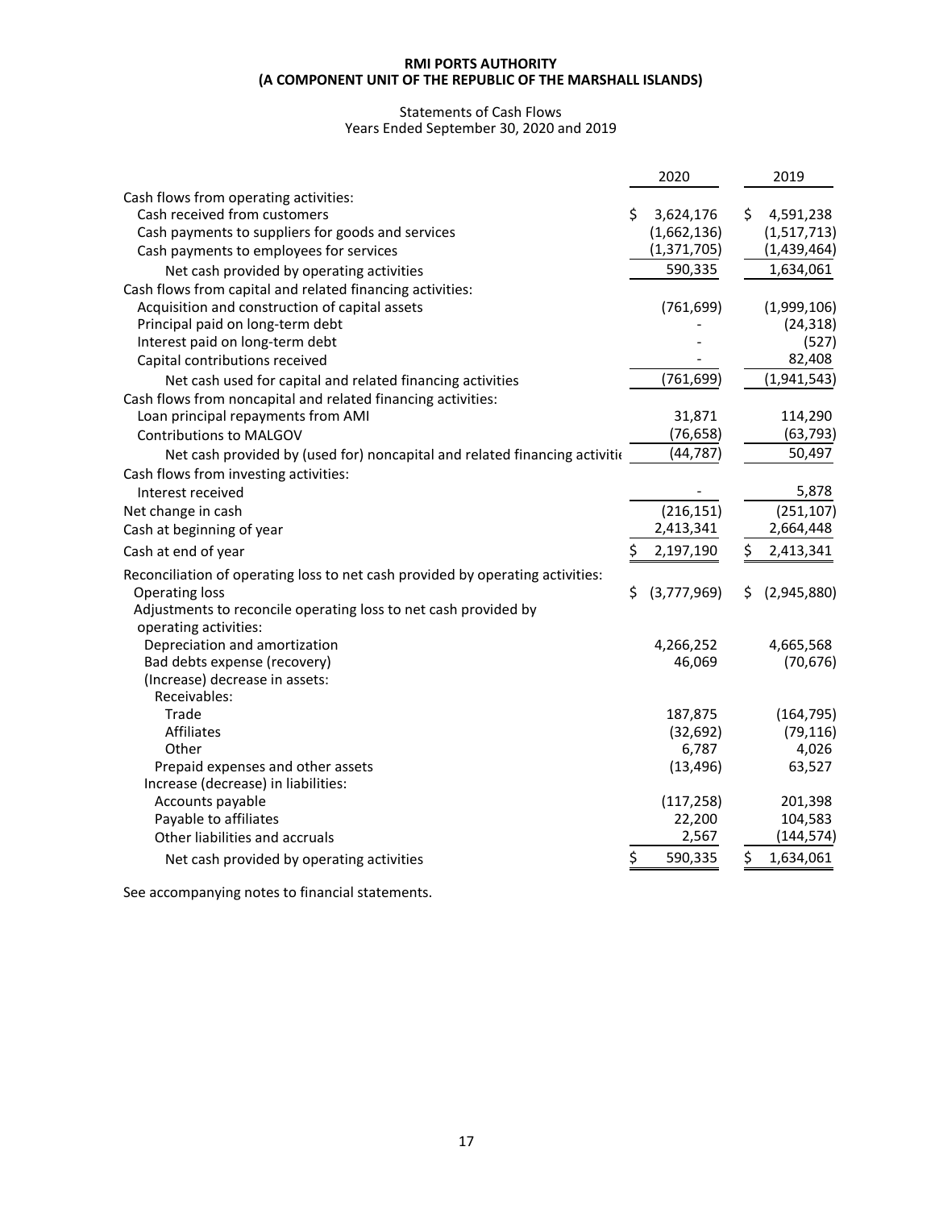**RMI PORTS AUTHORITY**
**(A COMPONENT UNIT OF THE REPUBLIC OF THE MARSHALL ISLANDS)**

Statements of Cash Flows
Years Ended September 30, 2020 and 2019

| | 2020 | 2019 |
|---|---|---|
| Cash flows from operating activities: | | |
| Cash received from customers | $ 3,624,176 | $ 4,591,238 |
| Cash payments to suppliers for goods and services | (1,662,136) | (1,517,713) |
| Cash payments to employees for services | (1,371,705) | (1,439,464) |
| Net cash provided by operating activities | 590,335 | 1,634,061 |
| Cash flows from capital and related financing activities: | | |
| Acquisition and construction of capital assets | (761,699) | (1,999,106) |
| Principal paid on long-term debt | - | (24,318) |
| Interest paid on long-term debt | - | (527) |
| Capital contributions received | - | 82,408 |
| Net cash used for capital and related financing activities | (761,699) | (1,941,543) |
| Cash flows from noncapital and related financing activities: | | |
| Loan principal repayments from AMI | 31,871 | 114,290 |
| Contributions to MALGOV | (76,658) | (63,793) |
| Net cash provided by (used for) noncapital and related financing activitie | (44,787) | 50,497 |
| Cash flows from investing activities: | | |
| Interest received | - | 5,878 |
| Net change in cash | (216,151) | (251,107) |
| Cash at beginning of year | 2,413,341 | 2,664,448 |
| Cash at end of year | $ 2,197,190 | $ 2,413,341 |
| Reconciliation of operating loss to net cash provided by operating activities: | | |
| Operating loss | $ (3,777,969) | $ (2,945,880) |
| Adjustments to reconcile operating loss to net cash provided by operating activities: | | |
| Depreciation and amortization | 4,266,252 | 4,665,568 |
| Bad debts expense (recovery) | 46,069 | (70,676) |
| (Increase) decrease in assets: | | |
| Receivables: | | |
| Trade | 187,875 | (164,795) |
| Affiliates | (32,692) | (79,116) |
| Other | 6,787 | 4,026 |
| Prepaid expenses and other assets | (13,496) | 63,527 |
| Increase (decrease) in liabilities: | | |
| Accounts payable | (117,258) | 201,398 |
| Payable to affiliates | 22,200 | 104,583 |
| Other liabilities and accruals | 2,567 | (144,574) |
| Net cash provided by operating activities | $ 590,335 | $ 1,634,061 |

See accompanying notes to financial statements.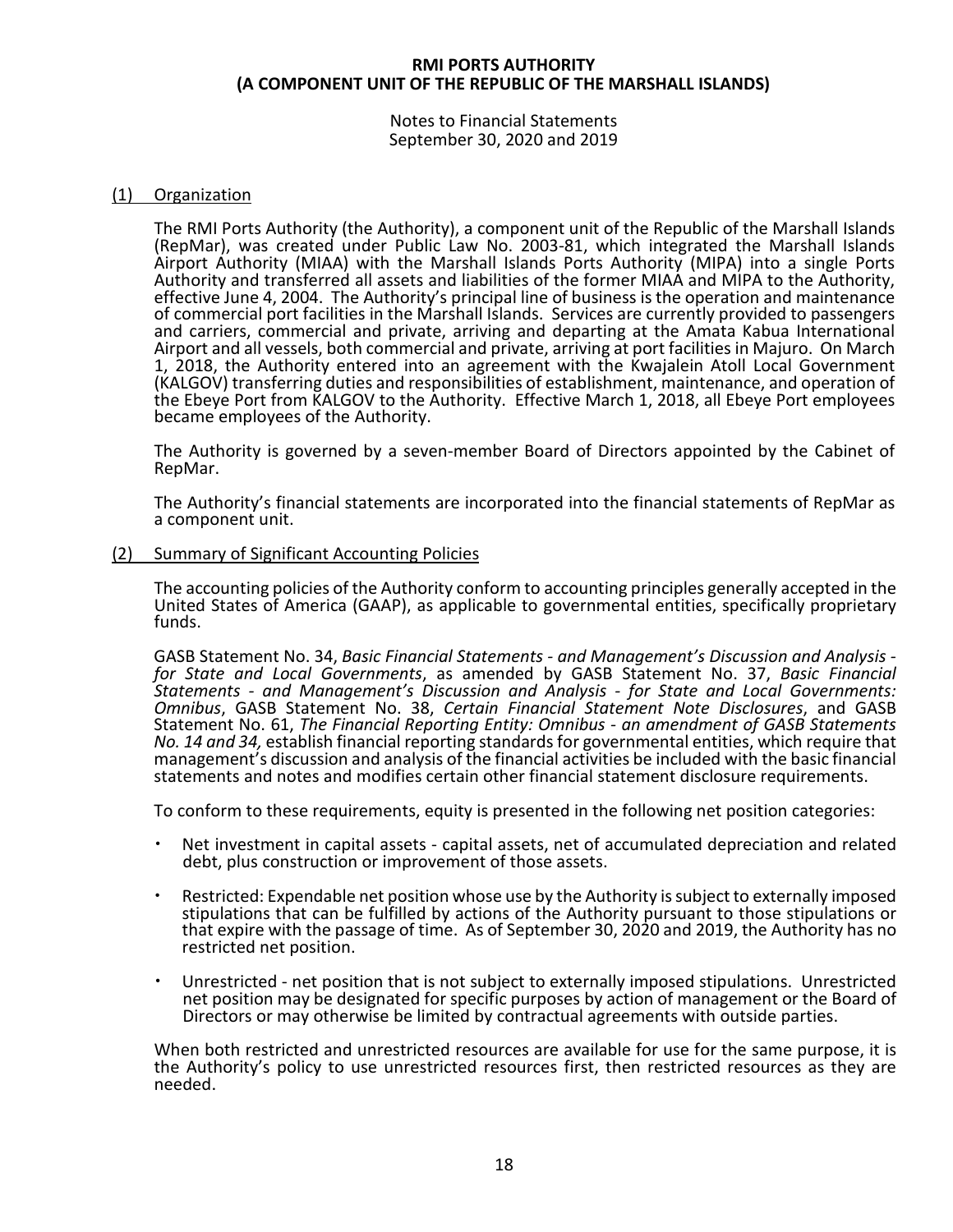**RMI PORTS AUTHORITY**
**(A COMPONENT UNIT OF THE REPUBLIC OF THE MARSHALL ISLANDS)**

Notes to Financial Statements
September 30, 2020 and 2019

## (1) Organization

The RMI Ports Authority (the Authority), a component unit of the Republic of the Marshall Islands (RepMar), was created under Public Law No. 2003-81, which integrated the Marshall Islands Airport Authority (MIAA) with the Marshall Islands Ports Authority (MIPA) into a single Ports Authority and transferred all assets and liabilities of the former MIAA and MIPA to the Authority, effective June 4, 2004. The Authority's principal line of business is the operation and maintenance of commercial port facilities in the Marshall Islands. Services are currently provided to passengers and carriers, commercial and private, arriving and departing at the Amata Kabua International Airport and all vessels, both commercial and private, arriving at port facilities in Majuro. On March 1, 2018, the Authority entered into an agreement with the Kwajalein Atoll Local Government (KALGOV) transferring duties and responsibilities of establishment, maintenance, and operation of the Ebeye Port from KALGOV to the Authority. Effective March 1, 2018, all Ebeye Port employees became employees of the Authority.

The Authority is governed by a seven-member Board of Directors appointed by the Cabinet of RepMar.

The Authority's financial statements are incorporated into the financial statements of RepMar as a component unit.

## (2) Summary of Significant Accounting Policies

The accounting policies of the Authority conform to accounting principles generally accepted in the United States of America (GAAP), as applicable to governmental entities, specifically proprietary funds.

GASB Statement No. 34, *Basic Financial Statements - and Management's Discussion and Analysis - for State and Local Governments*, as amended by GASB Statement No. 37, *Basic Financial Statements - and Management's Discussion and Analysis - for State and Local Governments: Omnibus*, GASB Statement No. 38, *Certain Financial Statement Note Disclosures*, and GASB Statement No. 61, *The Financial Reporting Entity: Omnibus - an amendment of GASB Statements No. 14 and 34,* establish financial reporting standards for governmental entities, which require that management's discussion and analysis of the financial activities be included with the basic financial statements and notes and modifies certain other financial statement disclosure requirements.

To conform to these requirements, equity is presented in the following net position categories:

- Net investment in capital assets - capital assets, net of accumulated depreciation and related debt, plus construction or improvement of those assets.
- Restricted: Expendable net position whose use by the Authority is subject to externally imposed stipulations that can be fulfilled by actions of the Authority pursuant to those stipulations or that expire with the passage of time. As of September 30, 2020 and 2019, the Authority has no restricted net position.
- Unrestricted - net position that is not subject to externally imposed stipulations. Unrestricted net position may be designated for specific purposes by action of management or the Board of Directors or may otherwise be limited by contractual agreements with outside parties.

When both restricted and unrestricted resources are available for use for the same purpose, it is the Authority's policy to use unrestricted resources first, then restricted resources as they are needed.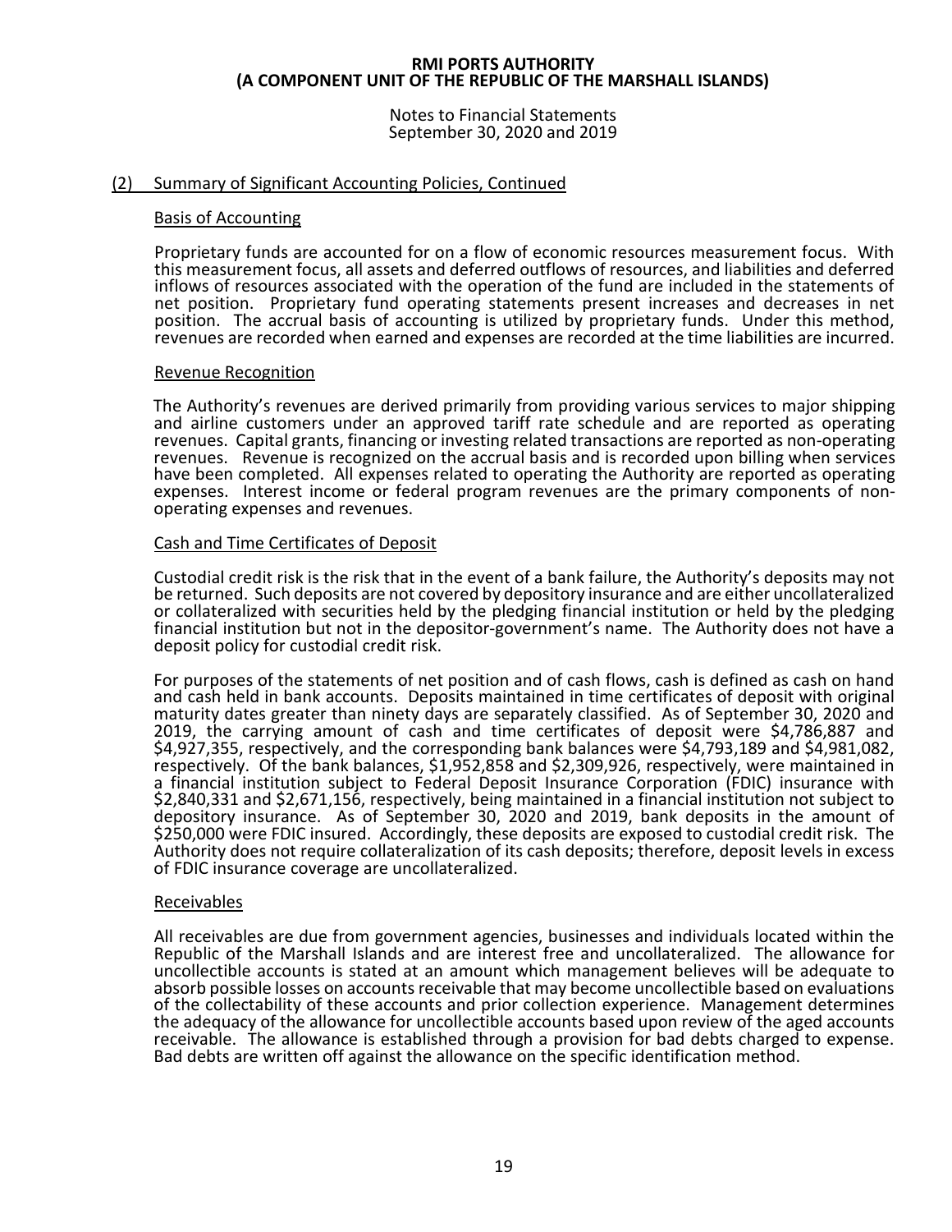**RMI PORTS AUTHORITY**
**(A COMPONENT UNIT OF THE REPUBLIC OF THE MARSHALL ISLANDS)**

Notes to Financial Statements
September 30, 2020 and 2019

## (2) Summary of Significant Accounting Policies, Continued

### Basis of Accounting

Proprietary funds are accounted for on a flow of economic resources measurement focus. With this measurement focus, all assets and deferred outflows of resources, and liabilities and deferred inflows of resources associated with the operation of the fund are included in the statements of net position. Proprietary fund operating statements present increases and decreases in net position. The accrual basis of accounting is utilized by proprietary funds. Under this method, revenues are recorded when earned and expenses are recorded at the time liabilities are incurred.

### Revenue Recognition

The Authority's revenues are derived primarily from providing various services to major shipping and airline customers under an approved tariff rate schedule and are reported as operating revenues. Capital grants, financing or investing related transactions are reported as non-operating revenues. Revenue is recognized on the accrual basis and is recorded upon billing when services have been completed. All expenses related to operating the Authority are reported as operating expenses. Interest income or federal program revenues are the primary components of non-operating expenses and revenues.

### Cash and Time Certificates of Deposit

Custodial credit risk is the risk that in the event of a bank failure, the Authority's deposits may not be returned. Such deposits are not covered by depository insurance and are either uncollateralized or collateralized with securities held by the pledging financial institution or held by the pledging financial institution but not in the depositor-government's name. The Authority does not have a deposit policy for custodial credit risk.

For purposes of the statements of net position and of cash flows, cash is defined as cash on hand and cash held in bank accounts. Deposits maintained in time certificates of deposit with original maturity dates greater than ninety days are separately classified. As of September 30, 2020 and 2019, the carrying amount of cash and time certificates of deposit were $4,786,887 and $4,927,355, respectively, and the corresponding bank balances were $4,793,189 and $4,981,082, respectively. Of the bank balances, $1,952,858 and $2,309,926, respectively, were maintained in a financial institution subject to Federal Deposit Insurance Corporation (FDIC) insurance with $2,840,331 and $2,671,156, respectively, being maintained in a financial institution not subject to depository insurance. As of September 30, 2020 and 2019, bank deposits in the amount of $250,000 were FDIC insured. Accordingly, these deposits are exposed to custodial credit risk. The Authority does not require collateralization of its cash deposits; therefore, deposit levels in excess of FDIC insurance coverage are uncollateralized.

### Receivables

All receivables are due from government agencies, businesses and individuals located within the Republic of the Marshall Islands and are interest free and uncollateralized. The allowance for uncollectible accounts is stated at an amount which management believes will be adequate to absorb possible losses on accounts receivable that may become uncollectible based on evaluations of the collectability of these accounts and prior collection experience. Management determines the adequacy of the allowance for uncollectible accounts based upon review of the aged accounts receivable. The allowance is established through a provision for bad debts charged to expense. Bad debts are written off against the allowance on the specific identification method.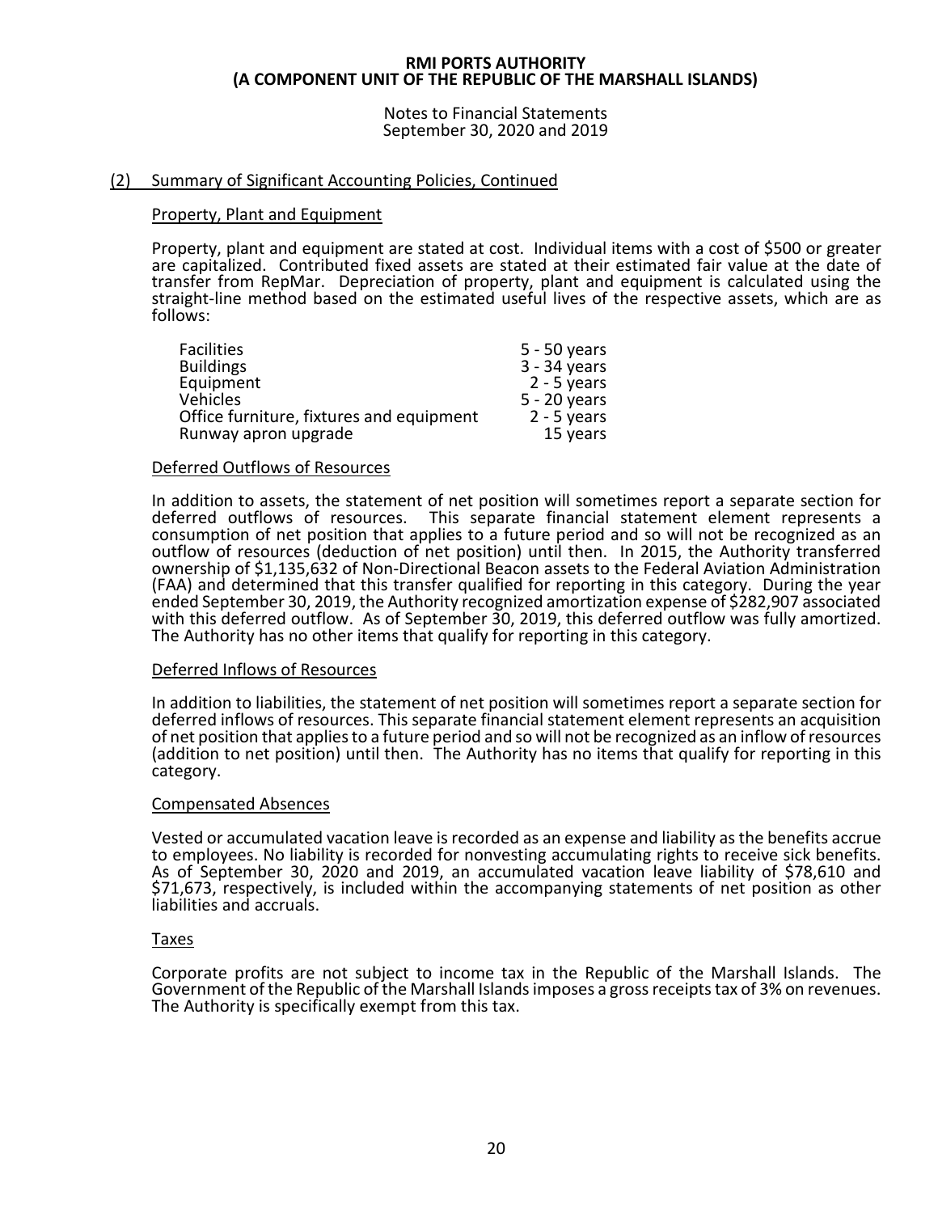**RMI PORTS AUTHORITY**
**(A COMPONENT UNIT OF THE REPUBLIC OF THE MARSHALL ISLANDS)**

Notes to Financial Statements
September 30, 2020 and 2019

## (2) Summary of Significant Accounting Policies, Continued

### Property, Plant and Equipment

Property, plant and equipment are stated at cost. Individual items with a cost of $500 or greater are capitalized. Contributed fixed assets are stated at their estimated fair value at the date of transfer from RepMar. Depreciation of property, plant and equipment is calculated using the straight-line method based on the estimated useful lives of the respective assets, which are as follows:

| | |
|---|---|
| Facilities | 5 - 50 years |
| Buildings | 3 - 34 years |
| Equipment | 2 - 5 years |
| Vehicles | 5 - 20 years |
| Office furniture, fixtures and equipment | 2 - 5 years |
| Runway apron upgrade | 15 years |

### Deferred Outflows of Resources

In addition to assets, the statement of net position will sometimes report a separate section for deferred outflows of resources. This separate financial statement element represents a consumption of net position that applies to a future period and so will not be recognized as an outflow of resources (deduction of net position) until then. In 2015, the Authority transferred ownership of $1,135,632 of Non-Directional Beacon assets to the Federal Aviation Administration (FAA) and determined that this transfer qualified for reporting in this category. During the year ended September 30, 2019, the Authority recognized amortization expense of $282,907 associated with this deferred outflow. As of September 30, 2019, this deferred outflow was fully amortized. The Authority has no other items that qualify for reporting in this category.

### Deferred Inflows of Resources

In addition to liabilities, the statement of net position will sometimes report a separate section for deferred inflows of resources. This separate financial statement element represents an acquisition of net position that applies to a future period and so will not be recognized as an inflow of resources (addition to net position) until then. The Authority has no items that qualify for reporting in this category.

### Compensated Absences

Vested or accumulated vacation leave is recorded as an expense and liability as the benefits accrue to employees. No liability is recorded for nonvesting accumulating rights to receive sick benefits. As of September 30, 2020 and 2019, an accumulated vacation leave liability of $78,610 and $71,673, respectively, is included within the accompanying statements of net position as other liabilities and accruals.

### Taxes

Corporate profits are not subject to income tax in the Republic of the Marshall Islands. The Government of the Republic of the Marshall Islands imposes a gross receipts tax of 3% on revenues. The Authority is specifically exempt from this tax.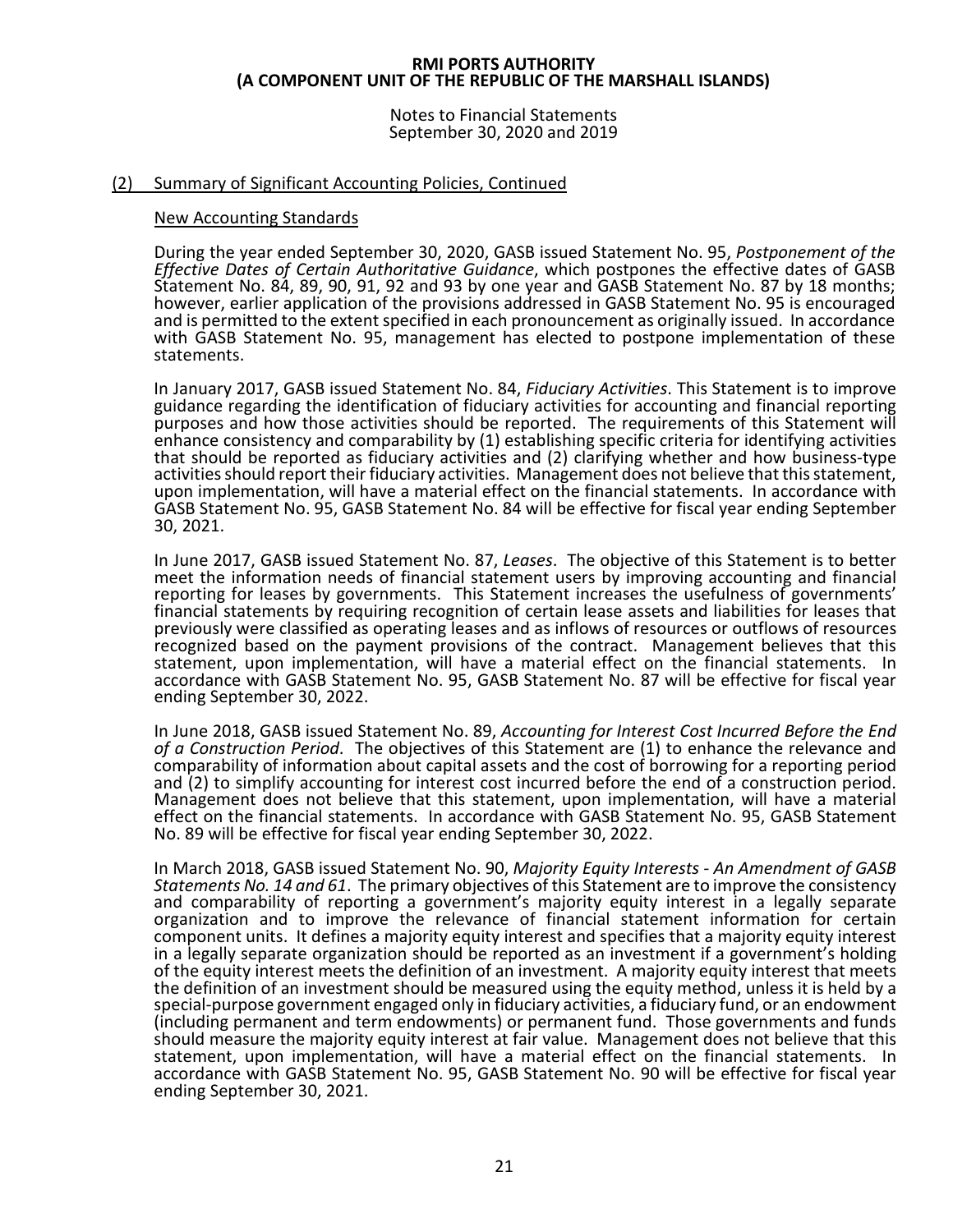## (2) Summary of Significant Accounting Policies, Continued

### New Accounting Standards

During the year ended September 30, 2020, GASB issued Statement No. 95, *Postponement of the Effective Dates of Certain Authoritative Guidance*, which postpones the effective dates of GASB Statement No. 84, 89, 90, 91, 92 and 93 by one year and GASB Statement No. 87 by 18 months; however, earlier application of the provisions addressed in GASB Statement No. 95 is encouraged and is permitted to the extent specified in each pronouncement as originally issued. In accordance with GASB Statement No. 95, management has elected to postpone implementation of these statements.

In January 2017, GASB issued Statement No. 84, *Fiduciary Activities*. This Statement is to improve guidance regarding the identification of fiduciary activities for accounting and financial reporting purposes and how those activities should be reported. The requirements of this Statement will enhance consistency and comparability by (1) establishing specific criteria for identifying activities that should be reported as fiduciary activities and (2) clarifying whether and how business-type activities should report their fiduciary activities. Management does not believe that this statement, upon implementation, will have a material effect on the financial statements. In accordance with GASB Statement No. 95, GASB Statement No. 84 will be effective for fiscal year ending September 30, 2021.

In June 2017, GASB issued Statement No. 87, *Leases*. The objective of this Statement is to better meet the information needs of financial statement users by improving accounting and financial reporting for leases by governments. This Statement increases the usefulness of governments' financial statements by requiring recognition of certain lease assets and liabilities for leases that previously were classified as operating leases and as inflows of resources or outflows of resources recognized based on the payment provisions of the contract. Management believes that this statement, upon implementation, will have a material effect on the financial statements. In accordance with GASB Statement No. 95, GASB Statement No. 87 will be effective for fiscal year ending September 30, 2022.

In June 2018, GASB issued Statement No. 89, *Accounting for Interest Cost Incurred Before the End of a Construction Period*. The objectives of this Statement are (1) to enhance the relevance and comparability of information about capital assets and the cost of borrowing for a reporting period and (2) to simplify accounting for interest cost incurred before the end of a construction period. Management does not believe that this statement, upon implementation, will have a material effect on the financial statements. In accordance with GASB Statement No. 95, GASB Statement No. 89 will be effective for fiscal year ending September 30, 2022.

In March 2018, GASB issued Statement No. 90, *Majority Equity Interests - An Amendment of GASB Statements No. 14 and 61*. The primary objectives of this Statement are to improve the consistency and comparability of reporting a government's majority equity interest in a legally separate organization and to improve the relevance of financial statement information for certain component units. It defines a majority equity interest and specifies that a majority equity interest in a legally separate organization should be reported as an investment if a government's holding of the equity interest meets the definition of an investment. A majority equity interest that meets the definition of an investment should be measured using the equity method, unless it is held by a special-purpose government engaged only in fiduciary activities, a fiduciary fund, or an endowment (including permanent and term endowments) or permanent fund. Those governments and funds should measure the majority equity interest at fair value. Management does not believe that this statement, upon implementation, will have a material effect on the financial statements. In accordance with GASB Statement No. 95, GASB Statement No. 90 will be effective for fiscal year ending September 30, 2021.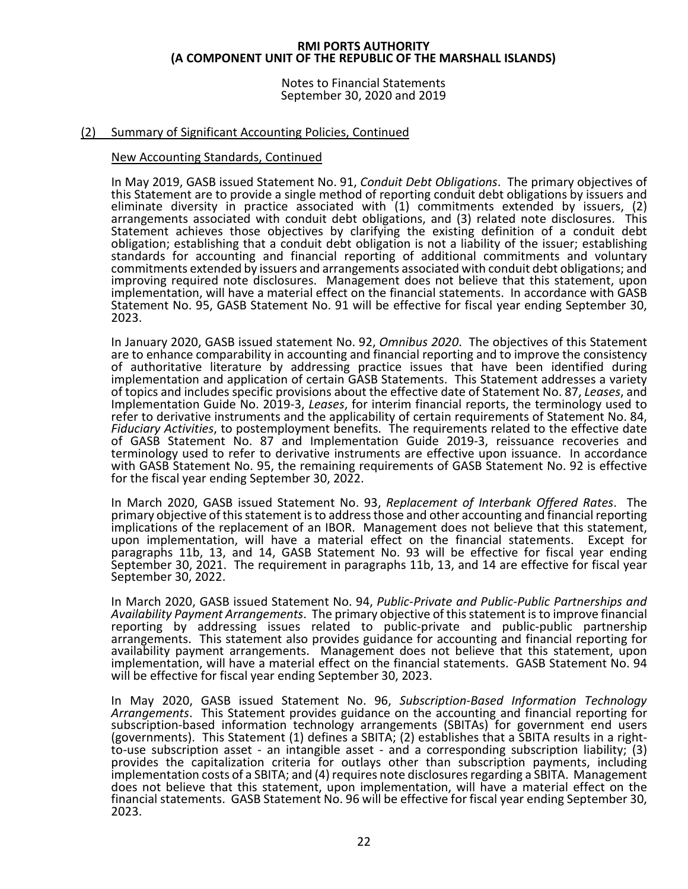## (2) Summary of Significant Accounting Policies, Continued

### New Accounting Standards, Continued

In May 2019, GASB issued Statement No. 91, *Conduit Debt Obligations*. The primary objectives of this Statement are to provide a single method of reporting conduit debt obligations by issuers and eliminate diversity in practice associated with (1) commitments extended by issuers, (2) arrangements associated with conduit debt obligations, and (3) related note disclosures. This Statement achieves those objectives by clarifying the existing definition of a conduit debt obligation; establishing that a conduit debt obligation is not a liability of the issuer; establishing standards for accounting and financial reporting of additional commitments and voluntary commitments extended by issuers and arrangements associated with conduit debt obligations; and improving required note disclosures. Management does not believe that this statement, upon implementation, will have a material effect on the financial statements. In accordance with GASB Statement No. 95, GASB Statement No. 91 will be effective for fiscal year ending September 30, 2023.

In January 2020, GASB issued statement No. 92, *Omnibus 2020*. The objectives of this Statement are to enhance comparability in accounting and financial reporting and to improve the consistency of authoritative literature by addressing practice issues that have been identified during implementation and application of certain GASB Statements. This Statement addresses a variety of topics and includes specific provisions about the effective date of Statement No. 87, *Leases*, and Implementation Guide No. 2019-3, *Leases*, for interim financial reports, the terminology used to refer to derivative instruments and the applicability of certain requirements of Statement No. 84, *Fiduciary Activities*, to postemployment benefits. The requirements related to the effective date of GASB Statement No. 87 and Implementation Guide 2019-3, reissuance recoveries and terminology used to refer to derivative instruments are effective upon issuance. In accordance with GASB Statement No. 95, the remaining requirements of GASB Statement No. 92 is effective for the fiscal year ending September 30, 2022.

In March 2020, GASB issued Statement No. 93, *Replacement of Interbank Offered Rates*. The primary objective of this statement is to address those and other accounting and financial reporting implications of the replacement of an IBOR. Management does not believe that this statement, upon implementation, will have a material effect on the financial statements. Except for paragraphs 11b, 13, and 14, GASB Statement No. 93 will be effective for fiscal year ending September 30, 2021. The requirement in paragraphs 11b, 13, and 14 are effective for fiscal year September 30, 2022.

In March 2020, GASB issued Statement No. 94, *Public-Private and Public-Public Partnerships and Availability Payment Arrangements*. The primary objective of this statement is to improve financial reporting by addressing issues related to public-private and public-public partnership arrangements. This statement also provides guidance for accounting and financial reporting for availability payment arrangements. Management does not believe that this statement, upon implementation, will have a material effect on the financial statements. GASB Statement No. 94 will be effective for fiscal year ending September 30, 2023.

In May 2020, GASB issued Statement No. 96, *Subscription-Based Information Technology Arrangements*. This Statement provides guidance on the accounting and financial reporting for subscription-based information technology arrangements (SBITAs) for government end users (governments). This Statement (1) defines a SBITA; (2) establishes that a SBITA results in a right-to-use subscription asset - an intangible asset - and a corresponding subscription liability; (3) provides the capitalization criteria for outlays other than subscription payments, including implementation costs of a SBITA; and (4) requires note disclosures regarding a SBITA. Management does not believe that this statement, upon implementation, will have a material effect on the financial statements. GASB Statement No. 96 will be effective for fiscal year ending September 30, 2023.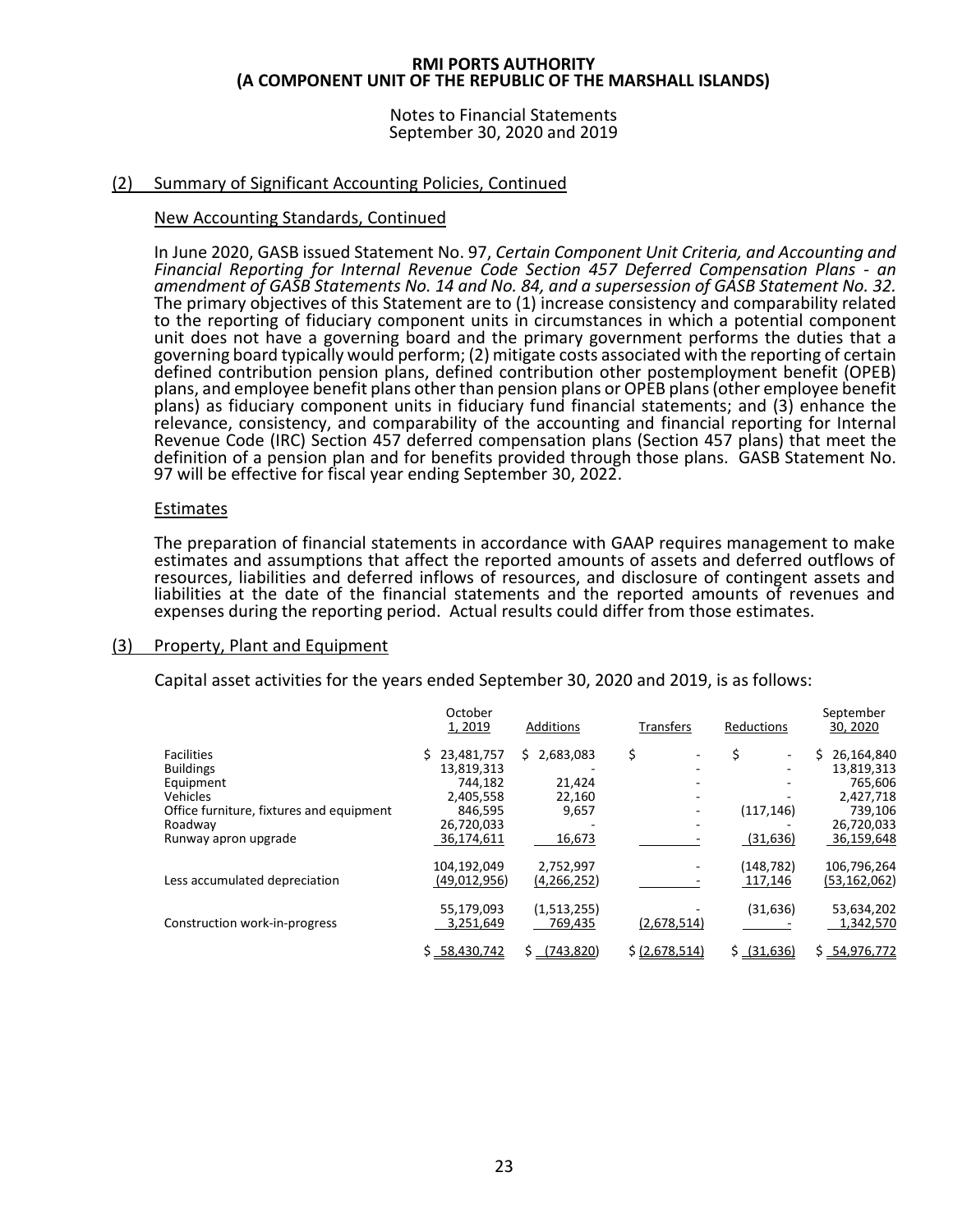**RMI PORTS AUTHORITY**
**(A COMPONENT UNIT OF THE REPUBLIC OF THE MARSHALL ISLANDS)**

Notes to Financial Statements
September 30, 2020 and 2019

## (2) Summary of Significant Accounting Policies, Continued

### New Accounting Standards, Continued

In June 2020, GASB issued Statement No. 97, *Certain Component Unit Criteria, and Accounting and Financial Reporting for Internal Revenue Code Section 457 Deferred Compensation Plans - an amendment of GASB Statements No. 14 and No. 84, and a supersession of GASB Statement No. 32.* The primary objectives of this Statement are to (1) increase consistency and comparability related to the reporting of fiduciary component units in circumstances in which a potential component unit does not have a governing board and the primary government performs the duties that a governing board typically would perform; (2) mitigate costs associated with the reporting of certain defined contribution pension plans, defined contribution other postemployment benefit (OPEB) plans, and employee benefit plans other than pension plans or OPEB plans (other employee benefit plans) as fiduciary component units in fiduciary fund financial statements; and (3) enhance the relevance, consistency, and comparability of the accounting and financial reporting for Internal Revenue Code (IRC) Section 457 deferred compensation plans (Section 457 plans) that meet the definition of a pension plan and for benefits provided through those plans. GASB Statement No. 97 will be effective for fiscal year ending September 30, 2022.

### Estimates

The preparation of financial statements in accordance with GAAP requires management to make estimates and assumptions that affect the reported amounts of assets and deferred outflows of resources, liabilities and deferred inflows of resources, and disclosure of contingent assets and liabilities at the date of the financial statements and the reported amounts of revenues and expenses during the reporting period. Actual results could differ from those estimates.

## (3) Property, Plant and Equipment

Capital asset activities for the years ended September 30, 2020 and 2019, is as follows:

| | October 1, 2019 | Additions | Transfers | Reductions | September 30, 2020 |
|---|---|---|---|---|---|
| Facilities | $ 23,481,757 | $ 2,683,083 | $ - | $ - | $ 26,164,840 |
| Buildings | 13,819,313 | - | - | - | 13,819,313 |
| Equipment | 744,182 | 21,424 | - | - | 765,606 |
| Vehicles | 2,405,558 | 22,160 | - | - | 2,427,718 |
| Office furniture, fixtures and equipment | 846,595 | 9,657 | - | (117,146) | 739,106 |
| Roadway | 26,720,033 | - | - | - | 26,720,033 |
| Runway apron upgrade | 36,174,611 | 16,673 | - | (31,636) | 36,159,648 |
| | 104,192,049 | 2,752,997 | - | (148,782) | 106,796,264 |
| Less accumulated depreciation | (49,012,956) | (4,266,252) | - | 117,146 | (53,162,062) |
| | 55,179,093 | (1,513,255) | - | (31,636) | 53,634,202 |
| Construction work-in-progress | 3,251,649 | 769,435 | (2,678,514) | - | 1,342,570 |
| | $ 58,430,742 | $ (743,820) | $ (2,678,514) | $ (31,636) | $ 54,976,772 |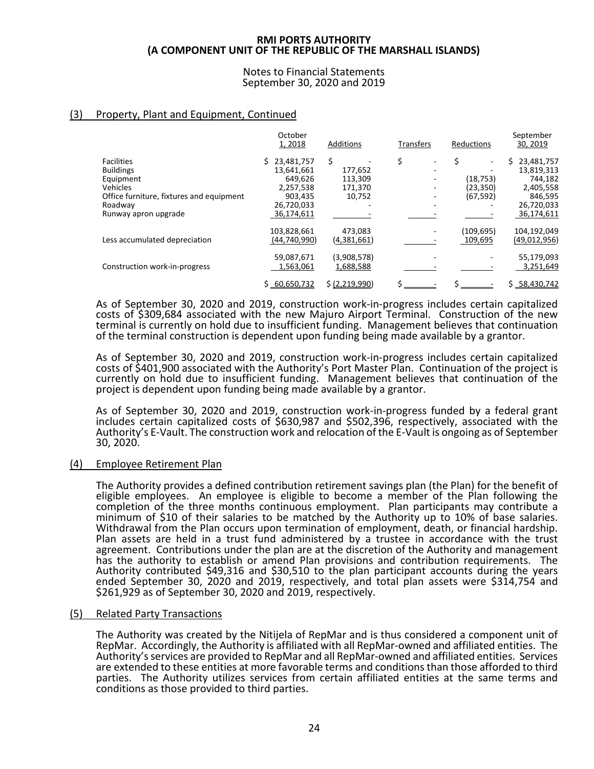**RMI PORTS AUTHORITY**
**(A COMPONENT UNIT OF THE REPUBLIC OF THE MARSHALL ISLANDS)**

Notes to Financial Statements
September 30, 2020 and 2019

## (3) Property, Plant and Equipment, Continued

| | October 1, 2018 | Additions | Transfers | Reductions | September 30, 2019 |
|---|---|---|---|---|---|
| Facilities | $ 23,481,757 | $ - | $ - | $ - | $ 23,481,757 |
| Buildings | 13,641,661 | 177,652 | - | - | 13,819,313 |
| Equipment | 649,626 | 113,309 | - | (18,753) | 744,182 |
| Vehicles | 2,257,538 | 171,370 | - | (23,350) | 2,405,558 |
| Office furniture, fixtures and equipment | 903,435 | 10,752 | - | (67,592) | 846,595 |
| Roadway | 26,720,033 | - | - | - | 26,720,033 |
| Runway apron upgrade | 36,174,611 | - | - | - | 36,174,611 |
| | 103,828,661 | 473,083 | - | (109,695) | 104,192,049 |
| Less accumulated depreciation | (44,740,990) | (4,381,661) | - | 109,695 | (49,012,956) |
| | 59,087,671 | (3,908,578) | - | - | 55,179,093 |
| Construction work-in-progress | 1,563,061 | 1,688,588 | - | - | 3,251,649 |
| | $ 60,650,732 | $ (2,219,990) | $ - | $ - | $ 58,430,742 |

As of September 30, 2020 and 2019, construction work-in-progress includes certain capitalized costs of $309,684 associated with the new Majuro Airport Terminal. Construction of the new terminal is currently on hold due to insufficient funding. Management believes that continuation of the terminal construction is dependent upon funding being made available by a grantor.

As of September 30, 2020 and 2019, construction work-in-progress includes certain capitalized costs of $401,900 associated with the Authority's Port Master Plan. Continuation of the project is currently on hold due to insufficient funding. Management believes that continuation of the project is dependent upon funding being made available by a grantor.

As of September 30, 2020 and 2019, construction work-in-progress funded by a federal grant includes certain capitalized costs of $630,987 and $502,396, respectively, associated with the Authority's E-Vault. The construction work and relocation of the E-Vault is ongoing as of September 30, 2020.

## (4) Employee Retirement Plan

The Authority provides a defined contribution retirement savings plan (the Plan) for the benefit of eligible employees. An employee is eligible to become a member of the Plan following the completion of the three months continuous employment. Plan participants may contribute a minimum of $10 of their salaries to be matched by the Authority up to 10% of base salaries. Withdrawal from the Plan occurs upon termination of employment, death, or financial hardship. Plan assets are held in a trust fund administered by a trustee in accordance with the trust agreement. Contributions under the plan are at the discretion of the Authority and management has the authority to establish or amend Plan provisions and contribution requirements. The Authority contributed $49,316 and $30,510 to the plan participant accounts during the years ended September 30, 2020 and 2019, respectively, and total plan assets were $314,754 and $261,929 as of September 30, 2020 and 2019, respectively.

## (5) Related Party Transactions

The Authority was created by the Nitijela of RepMar and is thus considered a component unit of RepMar. Accordingly, the Authority is affiliated with all RepMar-owned and affiliated entities. The Authority's services are provided to RepMar and all RepMar-owned and affiliated entities. Services are extended to these entities at more favorable terms and conditions than those afforded to third parties. The Authority utilizes services from certain affiliated entities at the same terms and conditions as those provided to third parties.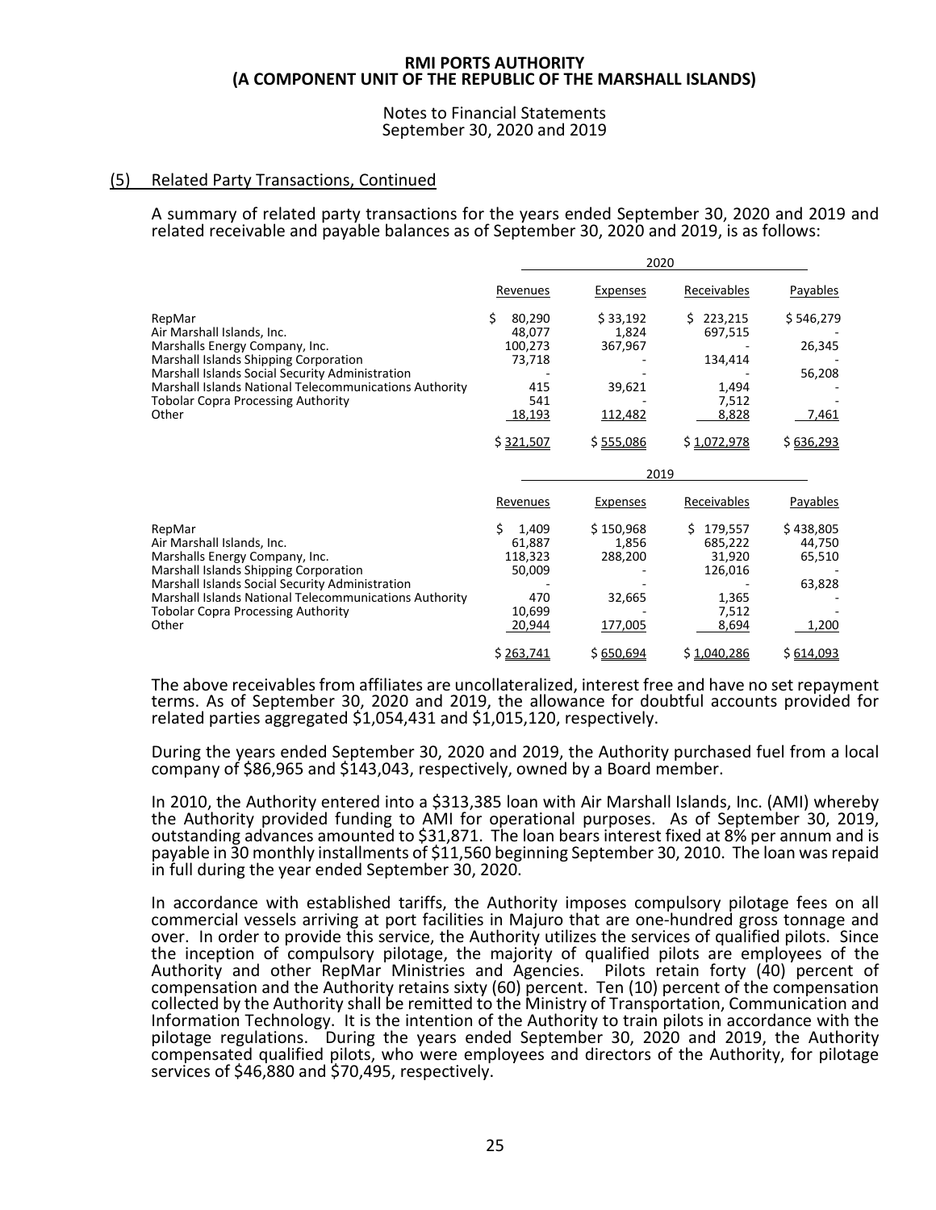## (5) Related Party Transactions, Continued

A summary of related party transactions for the years ended September 30, 2020 and 2019 and related receivable and payable balances as of September 30, 2020 and 2019, is as follows:

| | 2020 | | | |
|---|---|---|---|---|
| | Revenues | Expenses | Receivables | Payables |
| RepMar | $ 80,290 | $ 33,192 | $ 223,215 | $ 546,279 |
| Air Marshall Islands, Inc. | 48,077 | 1,824 | 697,515 | - |
| Marshalls Energy Company, Inc. | 100,273 | 367,967 | - | 26,345 |
| Marshall Islands Shipping Corporation | 73,718 | - | 134,414 | - |
| Marshall Islands Social Security Administration | - | - | - | 56,208 |
| Marshall Islands National Telecommunications Authority | 415 | 39,621 | 1,494 | - |
| Tobolar Copra Processing Authority | 541 | - | 7,512 | - |
| Other | 18,193 | 112,482 | 8,828 | 7,461 |
| | $ 321,507 | $ 555,086 | $ 1,072,978 | $ 636,293 |

| | 2019 | | | |
|---|---|---|---|---|
| | Revenues | Expenses | Receivables | Payables |
| RepMar | $ 1,409 | $ 150,968 | $ 179,557 | $ 438,805 |
| Air Marshall Islands, Inc. | 61,887 | 1,856 | 685,222 | 44,750 |
| Marshalls Energy Company, Inc. | 118,323 | 288,200 | 31,920 | 65,510 |
| Marshall Islands Shipping Corporation | 50,009 | - | 126,016 | - |
| Marshall Islands Social Security Administration | - | - | - | 63,828 |
| Marshall Islands National Telecommunications Authority | 470 | 32,665 | 1,365 | - |
| Tobolar Copra Processing Authority | 10,699 | - | 7,512 | - |
| Other | 20,944 | 177,005 | 8,694 | 1,200 |
| | $ 263,741 | $ 650,694 | $ 1,040,286 | $ 614,093 |

The above receivables from affiliates are uncollateralized, interest free and have no set repayment terms. As of September 30, 2020 and 2019, the allowance for doubtful accounts provided for related parties aggregated $1,054,431 and $1,015,120, respectively.

During the years ended September 30, 2020 and 2019, the Authority purchased fuel from a local company of $86,965 and $143,043, respectively, owned by a Board member.

In 2010, the Authority entered into a $313,385 loan with Air Marshall Islands, Inc. (AMI) whereby the Authority provided funding to AMI for operational purposes. As of September 30, 2019, outstanding advances amounted to $31,871. The loan bears interest fixed at 8% per annum and is payable in 30 monthly installments of $11,560 beginning September 30, 2010. The loan was repaid in full during the year ended September 30, 2020.

In accordance with established tariffs, the Authority imposes compulsory pilotage fees on all commercial vessels arriving at port facilities in Majuro that are one-hundred gross tonnage and over. In order to provide this service, the Authority utilizes the services of qualified pilots. Since the inception of compulsory pilotage, the majority of qualified pilots are employees of the Authority and other RepMar Ministries and Agencies. Pilots retain forty (40) percent of compensation and the Authority retains sixty (60) percent. Ten (10) percent of the compensation collected by the Authority shall be remitted to the Ministry of Transportation, Communication and Information Technology. It is the intention of the Authority to train pilots in accordance with the pilotage regulations. During the years ended September 30, 2020 and 2019, the Authority compensated qualified pilots, who were employees and directors of the Authority, for pilotage services of $46,880 and $70,495, respectively.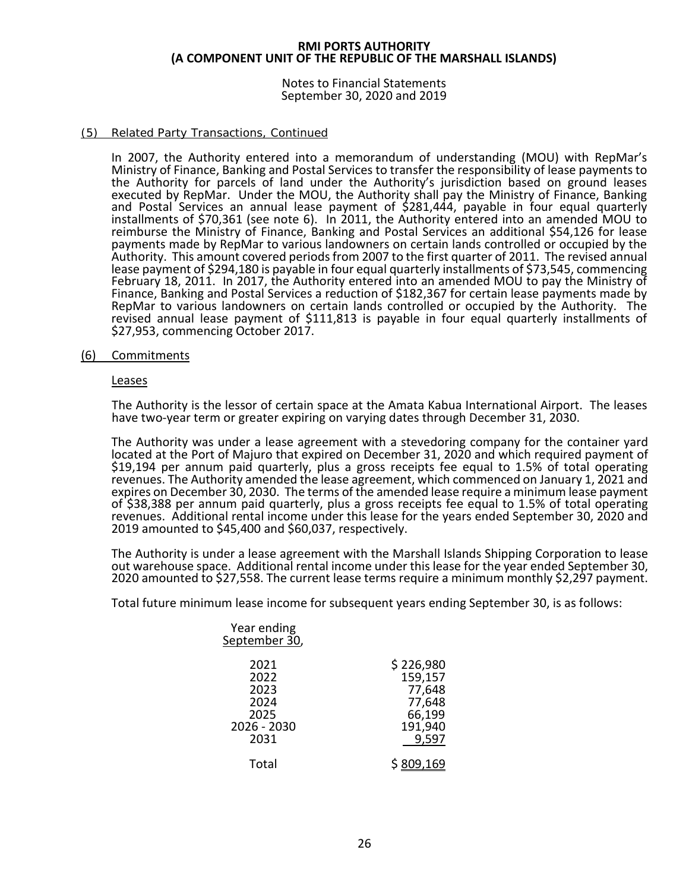### (5) Related Party Transactions, Continued

In 2007, the Authority entered into a memorandum of understanding (MOU) with RepMar's Ministry of Finance, Banking and Postal Services to transfer the responsibility of lease payments to the Authority for parcels of land under the Authority's jurisdiction based on ground leases executed by RepMar. Under the MOU, the Authority shall pay the Ministry of Finance, Banking and Postal Services an annual lease payment of $281,444, payable in four equal quarterly installments of $70,361 (see note 6). In 2011, the Authority entered into an amended MOU to reimburse the Ministry of Finance, Banking and Postal Services an additional $54,126 for lease payments made by RepMar to various landowners on certain lands controlled or occupied by the Authority. This amount covered periods from 2007 to the first quarter of 2011. The revised annual lease payment of $294,180 is payable in four equal quarterly installments of $73,545, commencing February 18, 2011. In 2017, the Authority entered into an amended MOU to pay the Ministry of Finance, Banking and Postal Services a reduction of $182,367 for certain lease payments made by RepMar to various landowners on certain lands controlled or occupied by the Authority. The revised annual lease payment of $111,813 is payable in four equal quarterly installments of $27,953, commencing October 2017.

### (6) Commitments

#### Leases

The Authority is the lessor of certain space at the Amata Kabua International Airport. The leases have two-year term or greater expiring on varying dates through December 31, 2030.

The Authority was under a lease agreement with a stevedoring company for the container yard located at the Port of Majuro that expired on December 31, 2020 and which required payment of $19,194 per annum paid quarterly, plus a gross receipts fee equal to 1.5% of total operating revenues. The Authority amended the lease agreement, which commenced on January 1, 2021 and expires on December 30, 2030. The terms of the amended lease require a minimum lease payment of $38,388 per annum paid quarterly, plus a gross receipts fee equal to 1.5% of total operating revenues. Additional rental income under this lease for the years ended September 30, 2020 and 2019 amounted to $45,400 and $60,037, respectively.

The Authority is under a lease agreement with the Marshall Islands Shipping Corporation to lease out warehouse space. Additional rental income under this lease for the year ended September 30, 2020 amounted to $27,558. The current lease terms require a minimum monthly $2,297 payment.

Total future minimum lease income for subsequent years ending September 30, is as follows:

| Year ending September 30, | |
|---|---|
| 2021 | $ 226,980 |
| 2022 | 159,157 |
| 2023 | 77,648 |
| 2024 | 77,648 |
| 2025 | 66,199 |
| 2026 - 2030 | 191,940 |
| 2031 | 9,597 |
| Total | $ 809,169 |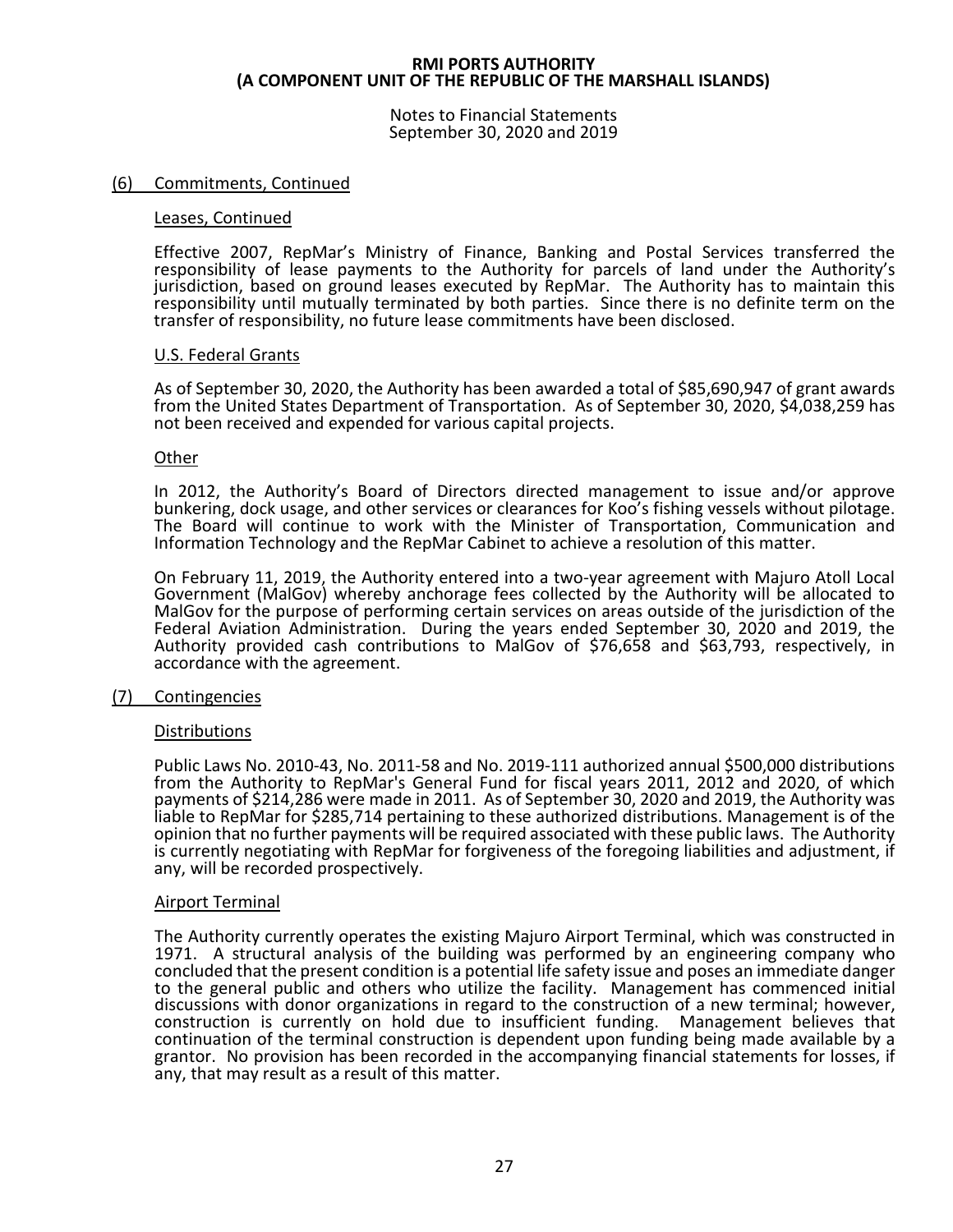## (6) Commitments, Continued

### Leases, Continued

Effective 2007, RepMar's Ministry of Finance, Banking and Postal Services transferred the responsibility of lease payments to the Authority for parcels of land under the Authority's jurisdiction, based on ground leases executed by RepMar. The Authority has to maintain this responsibility until mutually terminated by both parties. Since there is no definite term on the transfer of responsibility, no future lease commitments have been disclosed.

### U.S. Federal Grants

As of September 30, 2020, the Authority has been awarded a total of $85,690,947 of grant awards from the United States Department of Transportation. As of September 30, 2020, $4,038,259 has not been received and expended for various capital projects.

### Other

In 2012, the Authority's Board of Directors directed management to issue and/or approve bunkering, dock usage, and other services or clearances for Koo's fishing vessels without pilotage. The Board will continue to work with the Minister of Transportation, Communication and Information Technology and the RepMar Cabinet to achieve a resolution of this matter.

On February 11, 2019, the Authority entered into a two-year agreement with Majuro Atoll Local Government (MalGov) whereby anchorage fees collected by the Authority will be allocated to MalGov for the purpose of performing certain services on areas outside of the jurisdiction of the Federal Aviation Administration. During the years ended September 30, 2020 and 2019, the Authority provided cash contributions to MalGov of $76,658 and $63,793, respectively, in accordance with the agreement.

## (7) Contingencies

### Distributions

Public Laws No. 2010-43, No. 2011-58 and No. 2019-111 authorized annual $500,000 distributions from the Authority to RepMar's General Fund for fiscal years 2011, 2012 and 2020, of which payments of $214,286 were made in 2011. As of September 30, 2020 and 2019, the Authority was liable to RepMar for $285,714 pertaining to these authorized distributions. Management is of the opinion that no further payments will be required associated with these public laws. The Authority is currently negotiating with RepMar for forgiveness of the foregoing liabilities and adjustment, if any, will be recorded prospectively.

### Airport Terminal

The Authority currently operates the existing Majuro Airport Terminal, which was constructed in 1971. A structural analysis of the building was performed by an engineering company who concluded that the present condition is a potential life safety issue and poses an immediate danger to the general public and others who utilize the facility. Management has commenced initial discussions with donor organizations in regard to the construction of a new terminal; however, construction is currently on hold due to insufficient funding. Management believes that continuation of the terminal construction is dependent upon funding being made available by a grantor. No provision has been recorded in the accompanying financial statements for losses, if any, that may result as a result of this matter.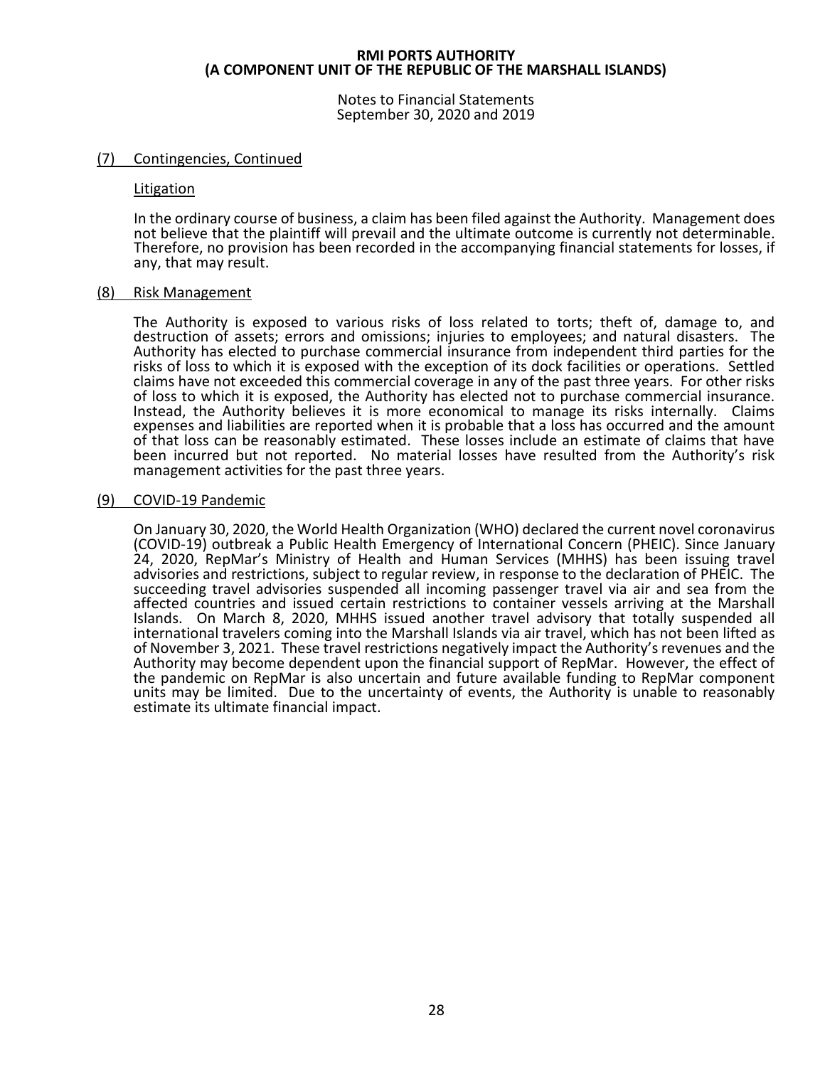# RMI PORTS AUTHORITY
## (A COMPONENT UNIT OF THE REPUBLIC OF THE MARSHALL ISLANDS)

Notes to Financial Statements
September 30, 2020 and 2019

## (7) Contingencies, Continued

### Litigation

In the ordinary course of business, a claim has been filed against the Authority. Management does not believe that the plaintiff will prevail and the ultimate outcome is currently not determinable. Therefore, no provision has been recorded in the accompanying financial statements for losses, if any, that may result.

## (8) Risk Management

The Authority is exposed to various risks of loss related to torts; theft of, damage to, and destruction of assets; errors and omissions; injuries to employees; and natural disasters. The Authority has elected to purchase commercial insurance from independent third parties for the risks of loss to which it is exposed with the exception of its dock facilities or operations. Settled claims have not exceeded this commercial coverage in any of the past three years. For other risks of loss to which it is exposed, the Authority has elected not to purchase commercial insurance. Instead, the Authority believes it is more economical to manage its risks internally. Claims expenses and liabilities are reported when it is probable that a loss has occurred and the amount of that loss can be reasonably estimated. These losses include an estimate of claims that have been incurred but not reported. No material losses have resulted from the Authority's risk management activities for the past three years.

## (9) COVID-19 Pandemic

On January 30, 2020, the World Health Organization (WHO) declared the current novel coronavirus (COVID-19) outbreak a Public Health Emergency of International Concern (PHEIC). Since January 24, 2020, RepMar's Ministry of Health and Human Services (MHHS) has been issuing travel advisories and restrictions, subject to regular review, in response to the declaration of PHEIC. The succeeding travel advisories suspended all incoming passenger travel via air and sea from the affected countries and issued certain restrictions to container vessels arriving at the Marshall Islands. On March 8, 2020, MHHS issued another travel advisory that totally suspended all international travelers coming into the Marshall Islands via air travel, which has not been lifted as of November 3, 2021. These travel restrictions negatively impact the Authority's revenues and the Authority may become dependent upon the financial support of RepMar. However, the effect of the pandemic on RepMar is also uncertain and future available funding to RepMar component units may be limited. Due to the uncertainty of events, the Authority is unable to reasonably estimate its ultimate financial impact.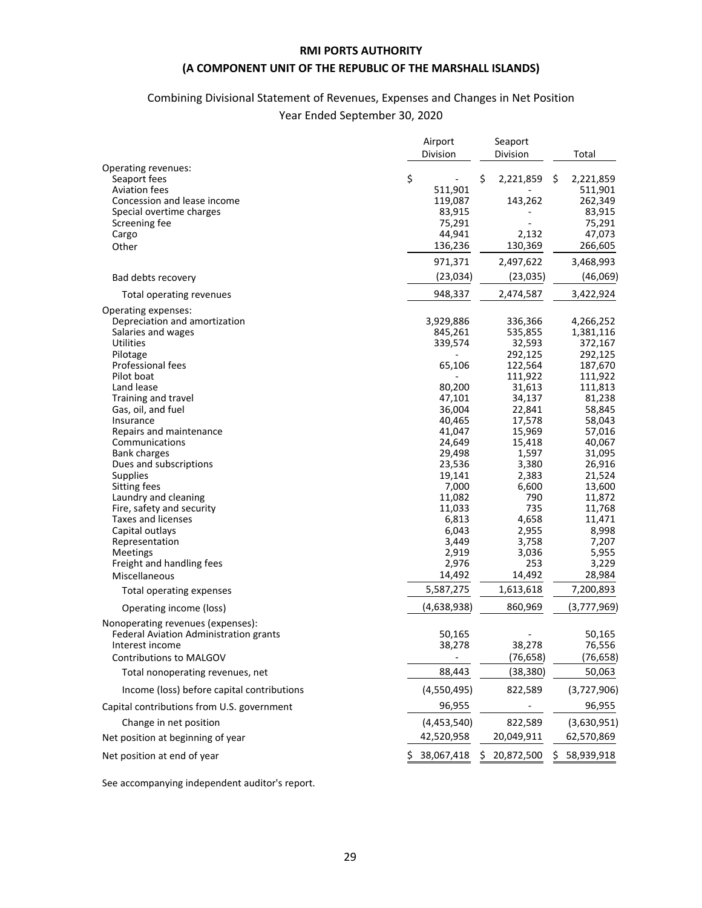# RMI PORTS AUTHORITY

## (A COMPONENT UNIT OF THE REPUBLIC OF THE MARSHALL ISLANDS)

Combining Divisional Statement of Revenues, Expenses and Changes in Net Position

Year Ended September 30, 2020

| | Airport Division | Seaport Division | Total |
|---|---|---|---|
| Operating revenues: | | | |
| Seaport fees | $ - | $ 2,221,859 | $ 2,221,859 |
| Aviation fees | 511,901 | - | 511,901 |
| Concession and lease income | 119,087 | 143,262 | 262,349 |
| Special overtime charges | 83,915 | - | 83,915 |
| Screening fee | 75,291 | - | 75,291 |
| Cargo | 44,941 | 2,132 | 47,073 |
| Other | 136,236 | 130,369 | 266,605 |
| | 971,371 | 2,497,622 | 3,468,993 |
| Bad debts recovery | (23,034) | (23,035) | (46,069) |
| Total operating revenues | 948,337 | 2,474,587 | 3,422,924 |
| Operating expenses: | | | |
| Depreciation and amortization | 3,929,886 | 336,366 | 4,266,252 |
| Salaries and wages | 845,261 | 535,855 | 1,381,116 |
| Utilities | 339,574 | 32,593 | 372,167 |
| Pilotage | - | 292,125 | 292,125 |
| Professional fees | 65,106 | 122,564 | 187,670 |
| Pilot boat | - | 111,922 | 111,922 |
| Land lease | 80,200 | 31,613 | 111,813 |
| Training and travel | 47,101 | 34,137 | 81,238 |
| Gas, oil, and fuel | 36,004 | 22,841 | 58,845 |
| Insurance | 40,465 | 17,578 | 58,043 |
| Repairs and maintenance | 41,047 | 15,969 | 57,016 |
| Communications | 24,649 | 15,418 | 40,067 |
| Bank charges | 29,498 | 1,597 | 31,095 |
| Dues and subscriptions | 23,536 | 3,380 | 26,916 |
| Supplies | 19,141 | 2,383 | 21,524 |
| Sitting fees | 7,000 | 6,600 | 13,600 |
| Laundry and cleaning | 11,082 | 790 | 11,872 |
| Fire, safety and security | 11,033 | 735 | 11,768 |
| Taxes and licenses | 6,813 | 4,658 | 11,471 |
| Capital outlays | 6,043 | 2,955 | 8,998 |
| Representation | 3,449 | 3,758 | 7,207 |
| Meetings | 2,919 | 3,036 | 5,955 |
| Freight and handling fees | 2,976 | 253 | 3,229 |
| Miscellaneous | 14,492 | 14,492 | 28,984 |
| Total operating expenses | 5,587,275 | 1,613,618 | 7,200,893 |
| Operating income (loss) | (4,638,938) | 860,969 | (3,777,969) |
| Nonoperating revenues (expenses): | | | |
| Federal Aviation Administration grants | 50,165 | - | 50,165 |
| Interest income | 38,278 | 38,278 | 76,556 |
| Contributions to MALGOV | - | (76,658) | (76,658) |
| Total nonoperating revenues, net | 88,443 | (38,380) | 50,063 |
| Income (loss) before capital contributions | (4,550,495) | 822,589 | (3,727,906) |
| Capital contributions from U.S. government | 96,955 | - | 96,955 |
| Change in net position | (4,453,540) | 822,589 | (3,630,951) |
| Net position at beginning of year | 42,520,958 | 20,049,911 | 62,570,869 |
| Net position at end of year | $ 38,067,418 | $ 20,872,500 | $ 58,939,918 |

See accompanying independent auditor's report.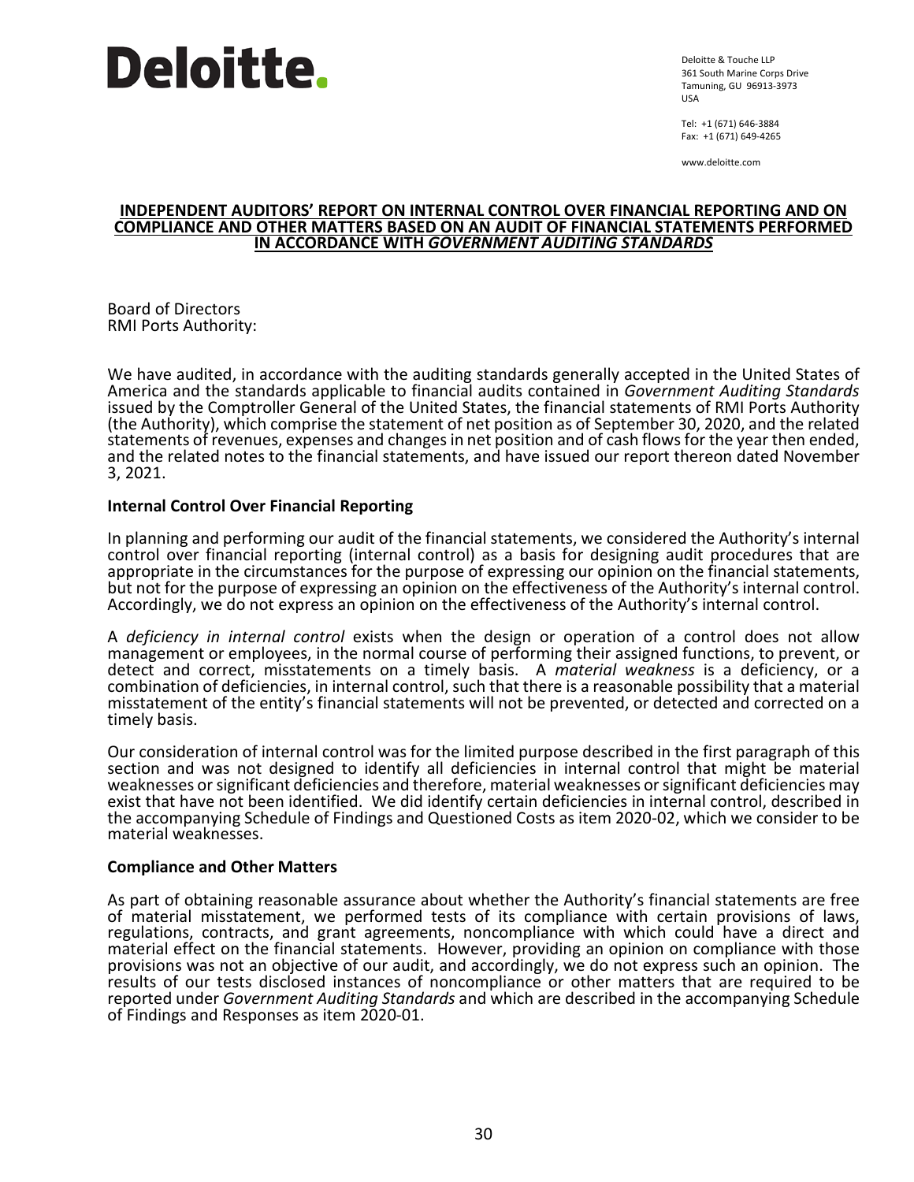Deloitte.

Deloitte & Touche LLP
361 South Marine Corps Drive
Tamuning, GU 96913-3973
USA

Tel: +1 (671) 646-3884
Fax: +1 (671) 649-4265

www.deloitte.com

# INDEPENDENT AUDITORS' REPORT ON INTERNAL CONTROL OVER FINANCIAL REPORTING AND ON COMPLIANCE AND OTHER MATTERS BASED ON AN AUDIT OF FINANCIAL STATEMENTS PERFORMED IN ACCORDANCE WITH *GOVERNMENT AUDITING STANDARDS*

Board of Directors
RMI Ports Authority:

We have audited, in accordance with the auditing standards generally accepted in the United States of America and the standards applicable to financial audits contained in *Government Auditing Standards* issued by the Comptroller General of the United States, the financial statements of RMI Ports Authority (the Authority), which comprise the statement of net position as of September 30, 2020, and the related statements of revenues, expenses and changes in net position and of cash flows for the year then ended, and the related notes to the financial statements, and have issued our report thereon dated November 3, 2021.

**Internal Control Over Financial Reporting**

In planning and performing our audit of the financial statements, we considered the Authority's internal control over financial reporting (internal control) as a basis for designing audit procedures that are appropriate in the circumstances for the purpose of expressing our opinion on the financial statements, but not for the purpose of expressing an opinion on the effectiveness of the Authority's internal control. Accordingly, we do not express an opinion on the effectiveness of the Authority's internal control.

A *deficiency in internal control* exists when the design or operation of a control does not allow management or employees, in the normal course of performing their assigned functions, to prevent, or detect and correct, misstatements on a timely basis. A *material weakness* is a deficiency, or a combination of deficiencies, in internal control, such that there is a reasonable possibility that a material misstatement of the entity's financial statements will not be prevented, or detected and corrected on a timely basis.

Our consideration of internal control was for the limited purpose described in the first paragraph of this section and was not designed to identify all deficiencies in internal control that might be material weaknesses or significant deficiencies and therefore, material weaknesses or significant deficiencies may exist that have not been identified. We did identify certain deficiencies in internal control, described in the accompanying Schedule of Findings and Questioned Costs as item 2020-02, which we consider to be material weaknesses.

**Compliance and Other Matters**

As part of obtaining reasonable assurance about whether the Authority's financial statements are free of material misstatement, we performed tests of its compliance with certain provisions of laws, regulations, contracts, and grant agreements, noncompliance with which could have a direct and material effect on the financial statements. However, providing an opinion on compliance with those provisions was not an objective of our audit, and accordingly, we do not express such an opinion. The results of our tests disclosed instances of noncompliance or other matters that are required to be reported under *Government Auditing Standards* and which are described in the accompanying Schedule of Findings and Responses as item 2020-01.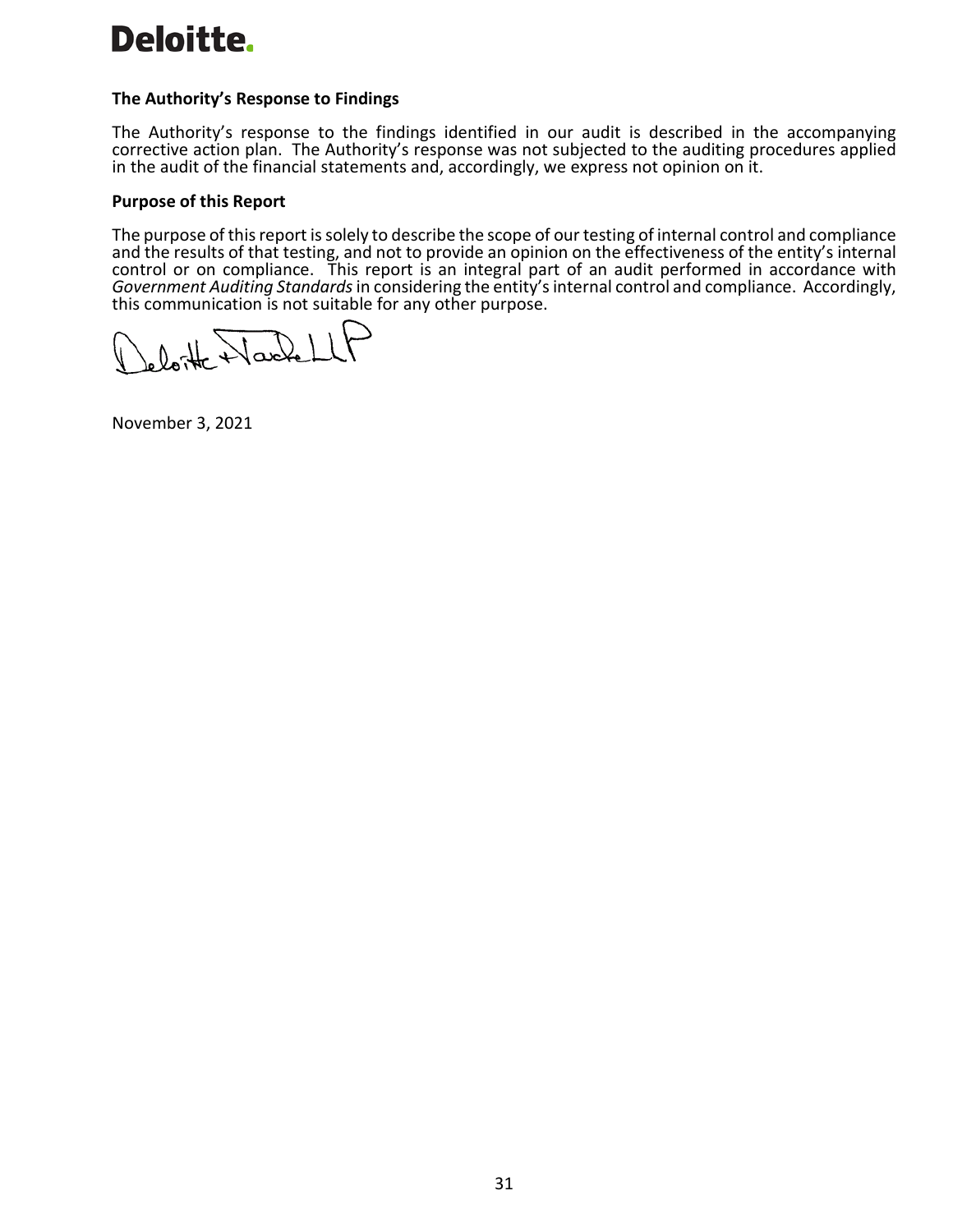**Deloitte.**

**The Authority's Response to Findings**

The Authority's response to the findings identified in our audit is described in the accompanying corrective action plan. The Authority's response was not subjected to the auditing procedures applied in the audit of the financial statements and, accordingly, we express not opinion on it.

**Purpose of this Report**

The purpose of this report is solely to describe the scope of our testing of internal control and compliance and the results of that testing, and not to provide an opinion on the effectiveness of the entity's internal control or on compliance. This report is an integral part of an audit performed in accordance with *Government Auditing Standards* in considering the entity's internal control and compliance. Accordingly, this communication is not suitable for any other purpose.

Deloitte & Touche LLP

November 3, 2021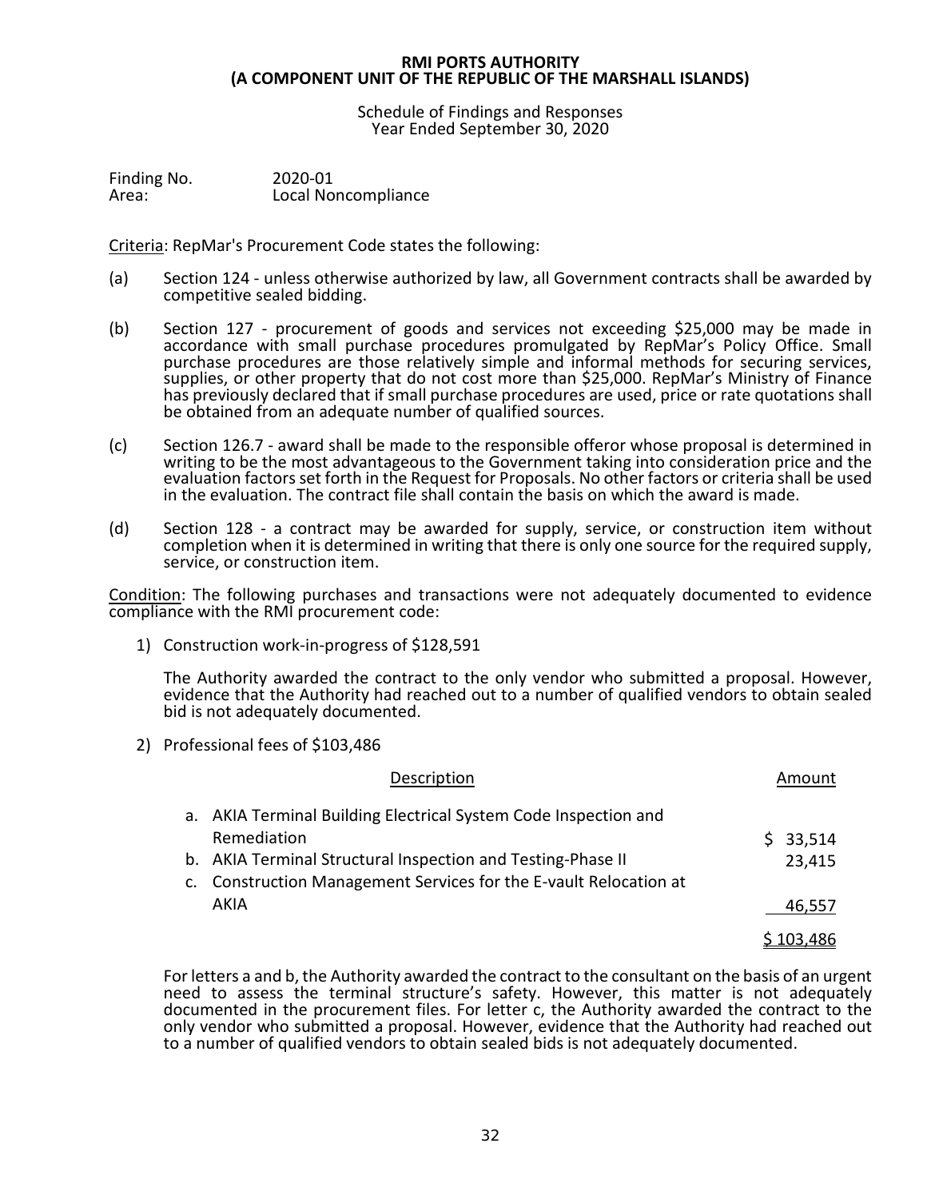**RMI PORTS AUTHORITY**
**(A COMPONENT UNIT OF THE REPUBLIC OF THE MARSHALL ISLANDS)**

Schedule of Findings and Responses
Year Ended September 30, 2020

Finding No. 2020-01
Area: Local Noncompliance

Criteria: RepMar's Procurement Code states the following:

(a) Section 124 - unless otherwise authorized by law, all Government contracts shall be awarded by competitive sealed bidding.

(b) Section 127 - procurement of goods and services not exceeding $25,000 may be made in accordance with small purchase procedures promulgated by RepMar's Policy Office. Small purchase procedures are those relatively simple and informal methods for securing services, supplies, or other property that do not cost more than $25,000. RepMar's Ministry of Finance has previously declared that if small purchase procedures are used, price or rate quotations shall be obtained from an adequate number of qualified sources.

(c) Section 126.7 - award shall be made to the responsible offeror whose proposal is determined in writing to be the most advantageous to the Government taking into consideration price and the evaluation factors set forth in the Request for Proposals. No other factors or criteria shall be used in the evaluation. The contract file shall contain the basis on which the award is made.

(d) Section 128 - a contract may be awarded for supply, service, or construction item without completion when it is determined in writing that there is only one source for the required supply, service, or construction item.

Condition: The following purchases and transactions were not adequately documented to evidence compliance with the RMI procurement code:

1) Construction work-in-progress of $128,591

   The Authority awarded the contract to the only vendor who submitted a proposal. However, evidence that the Authority had reached out to a number of qualified vendors to obtain sealed bid is not adequately documented.

2) Professional fees of $103,486

| Description | Amount |
|---|---|
| a. AKIA Terminal Building Electrical System Code Inspection and Remediation | $ 33,514 |
| b. AKIA Terminal Structural Inspection and Testing-Phase II | 23,415 |
| c. Construction Management Services for the E-vault Relocation at AKIA | 46,557 |
| | $ 103,486 |

   For letters a and b, the Authority awarded the contract to the consultant on the basis of an urgent need to assess the terminal structure's safety. However, this matter is not adequately documented in the procurement files. For letter c, the Authority awarded the contract to the only vendor who submitted a proposal. However, evidence that the Authority had reached out to a number of qualified vendors to obtain sealed bids is not adequately documented.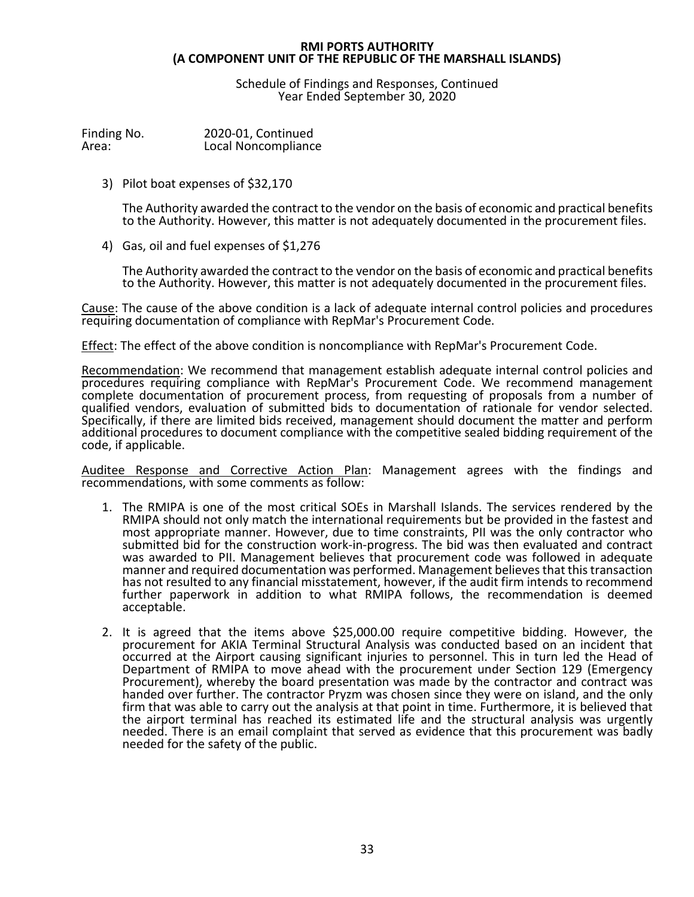Finding No. 2020-01, Continued
Area: Local Noncompliance

3) Pilot boat expenses of $32,170

   The Authority awarded the contract to the vendor on the basis of economic and practical benefits to the Authority. However, this matter is not adequately documented in the procurement files.

4) Gas, oil and fuel expenses of $1,276

   The Authority awarded the contract to the vendor on the basis of economic and practical benefits to the Authority. However, this matter is not adequately documented in the procurement files.

Cause: The cause of the above condition is a lack of adequate internal control policies and procedures requiring documentation of compliance with RepMar's Procurement Code.

Effect: The effect of the above condition is noncompliance with RepMar's Procurement Code.

Recommendation: We recommend that management establish adequate internal control policies and procedures requiring compliance with RepMar's Procurement Code. We recommend management complete documentation of procurement process, from requesting of proposals from a number of qualified vendors, evaluation of submitted bids to documentation of rationale for vendor selected. Specifically, if there are limited bids received, management should document the matter and perform additional procedures to document compliance with the competitive sealed bidding requirement of the code, if applicable.

Auditee Response and Corrective Action Plan: Management agrees with the findings and recommendations, with some comments as follow:

1. The RMIPA is one of the most critical SOEs in Marshall Islands. The services rendered by the RMIPA should not only match the international requirements but be provided in the fastest and most appropriate manner. However, due to time constraints, PII was the only contractor who submitted bid for the construction work-in-progress. The bid was then evaluated and contract was awarded to PII. Management believes that procurement code was followed in adequate manner and required documentation was performed. Management believes that this transaction has not resulted to any financial misstatement, however, if the audit firm intends to recommend further paperwork in addition to what RMIPA follows, the recommendation is deemed acceptable.

2. It is agreed that the items above $25,000.00 require competitive bidding. However, the procurement for AKIA Terminal Structural Analysis was conducted based on an incident that occurred at the Airport causing significant injuries to personnel. This in turn led the Head of Department of RMIPA to move ahead with the procurement under Section 129 (Emergency Procurement), whereby the board presentation was made by the contractor and contract was handed over further. The contractor Pryzm was chosen since they were on island, and the only firm that was able to carry out the analysis at that point in time. Furthermore, it is believed that the airport terminal has reached its estimated life and the structural analysis was urgently needed. There is an email complaint that served as evidence that this procurement was badly needed for the safety of the public.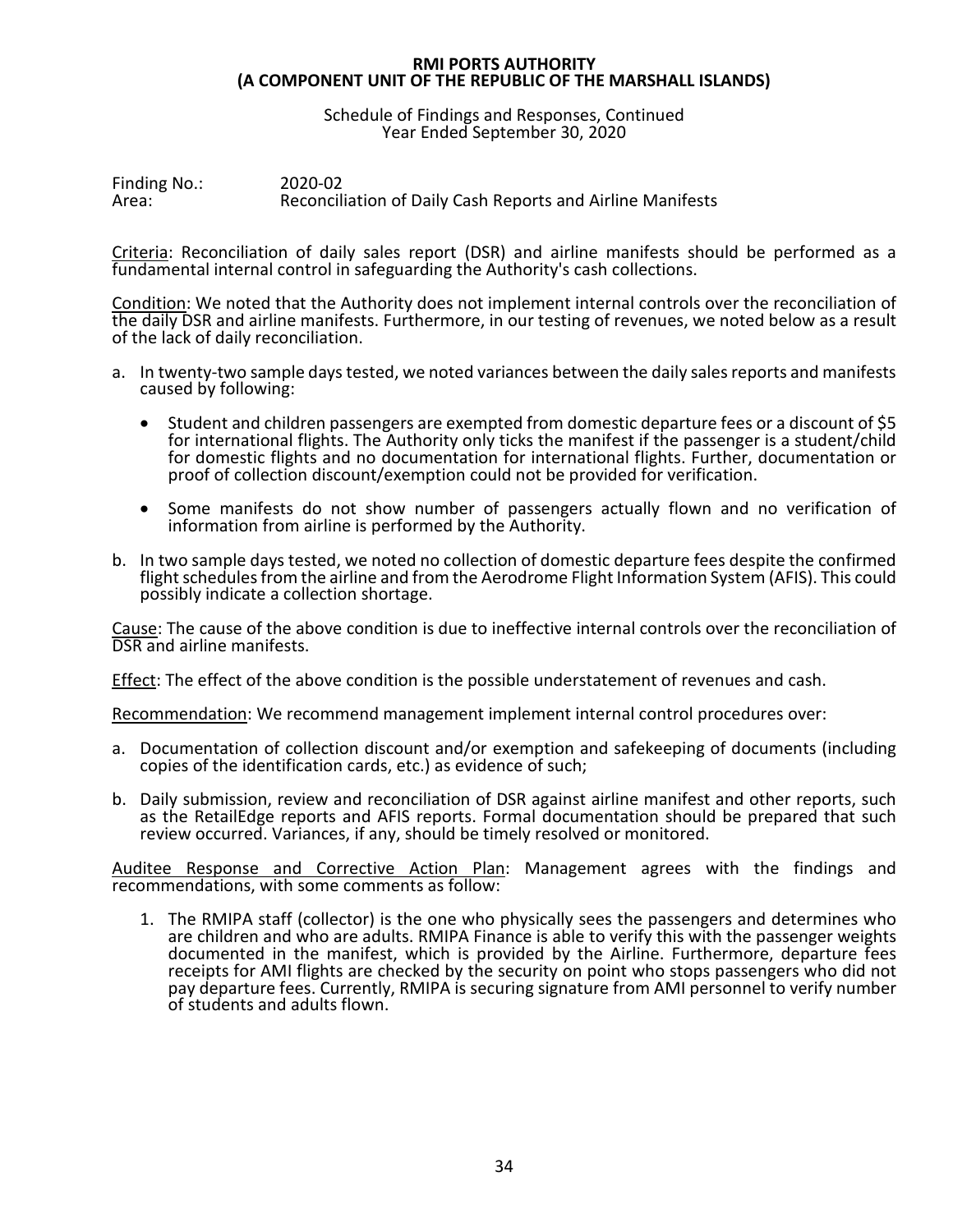**RMI PORTS AUTHORITY**
**(A COMPONENT UNIT OF THE REPUBLIC OF THE MARSHALL ISLANDS)**

Schedule of Findings and Responses, Continued
Year Ended September 30, 2020

Finding No.: 2020-02
Area: Reconciliation of Daily Cash Reports and Airline Manifests

Criteria: Reconciliation of daily sales report (DSR) and airline manifests should be performed as a fundamental internal control in safeguarding the Authority's cash collections.

Condition: We noted that the Authority does not implement internal controls over the reconciliation of the daily DSR and airline manifests. Furthermore, in our testing of revenues, we noted below as a result of the lack of daily reconciliation.

a. In twenty-two sample days tested, we noted variances between the daily sales reports and manifests caused by following:

   - Student and children passengers are exempted from domestic departure fees or a discount of $5 for international flights. The Authority only ticks the manifest if the passenger is a student/child for domestic flights and no documentation for international flights. Further, documentation or proof of collection discount/exemption could not be provided for verification.

   - Some manifests do not show number of passengers actually flown and no verification of information from airline is performed by the Authority.

b. In two sample days tested, we noted no collection of domestic departure fees despite the confirmed flight schedules from the airline and from the Aerodrome Flight Information System (AFIS). This could possibly indicate a collection shortage.

Cause: The cause of the above condition is due to ineffective internal controls over the reconciliation of DSR and airline manifests.

Effect: The effect of the above condition is the possible understatement of revenues and cash.

Recommendation: We recommend management implement internal control procedures over:

a. Documentation of collection discount and/or exemption and safekeeping of documents (including copies of the identification cards, etc.) as evidence of such;

b. Daily submission, review and reconciliation of DSR against airline manifest and other reports, such as the RetailEdge reports and AFIS reports. Formal documentation should be prepared that such review occurred. Variances, if any, should be timely resolved or monitored.

Auditee Response and Corrective Action Plan: Management agrees with the findings and recommendations, with some comments as follow:

1. The RMIPA staff (collector) is the one who physically sees the passengers and determines who are children and who are adults. RMIPA Finance is able to verify this with the passenger weights documented in the manifest, which is provided by the Airline. Furthermore, departure fees receipts for AMI flights are checked by the security on point who stops passengers who did not pay departure fees. Currently, RMIPA is securing signature from AMI personnel to verify number of students and adults flown.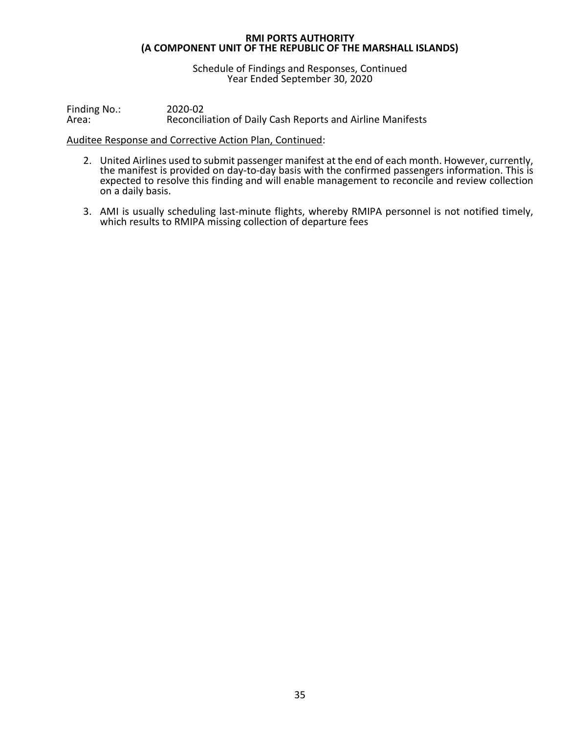Finding No.: 2020-02
Area: Reconciliation of Daily Cash Reports and Airline Manifests

Auditee Response and Corrective Action Plan, Continued:

2. United Airlines used to submit passenger manifest at the end of each month. However, currently, the manifest is provided on day-to-day basis with the confirmed passengers information. This is expected to resolve this finding and will enable management to reconcile and review collection on a daily basis.

3. AMI is usually scheduling last-minute flights, whereby RMIPA personnel is not notified timely, which results to RMIPA missing collection of departure fees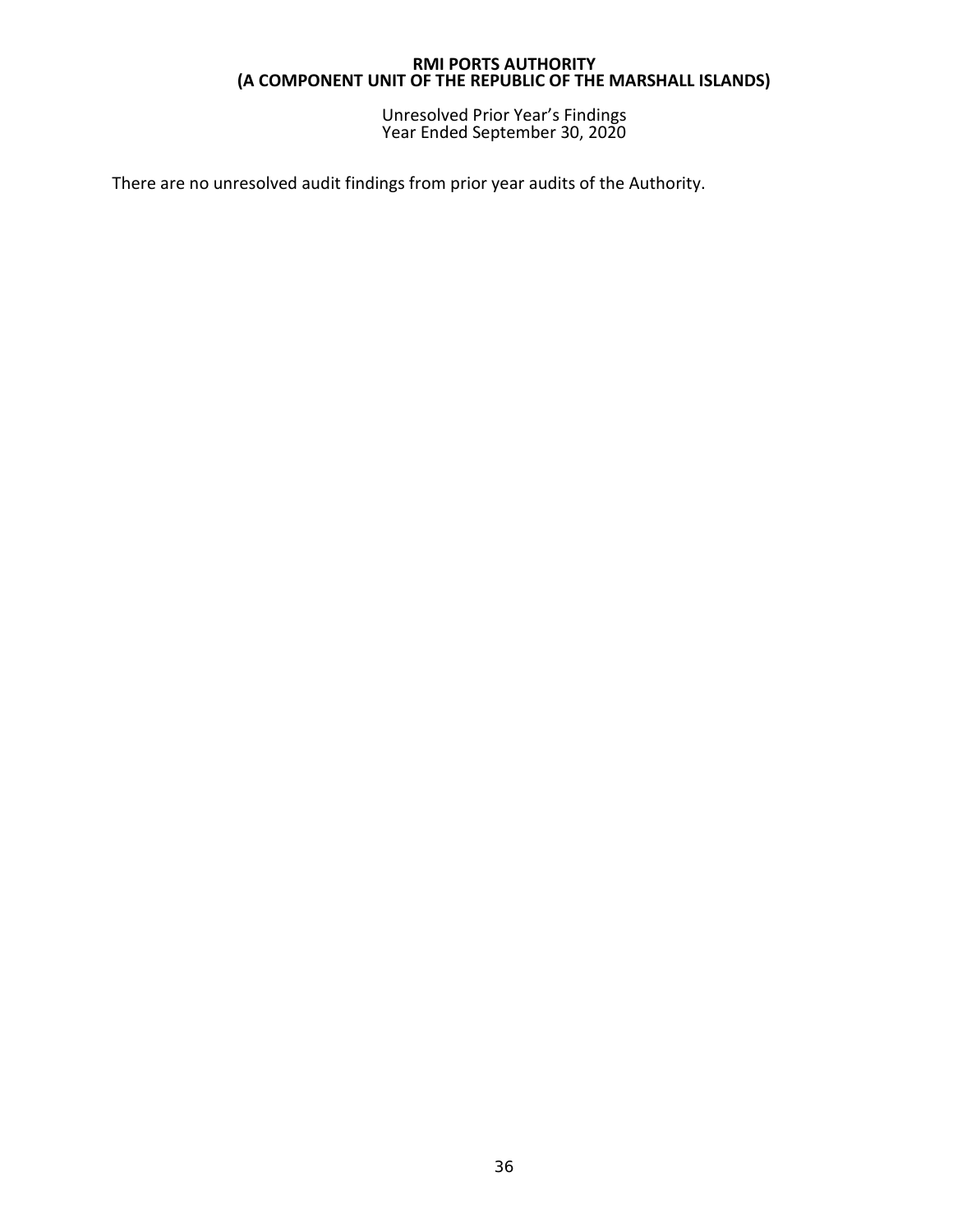**RMI PORTS AUTHORITY**
**(A COMPONENT UNIT OF THE REPUBLIC OF THE MARSHALL ISLANDS)**

Unresolved Prior Year's Findings
Year Ended September 30, 2020

There are no unresolved audit findings from prior year audits of the Authority.